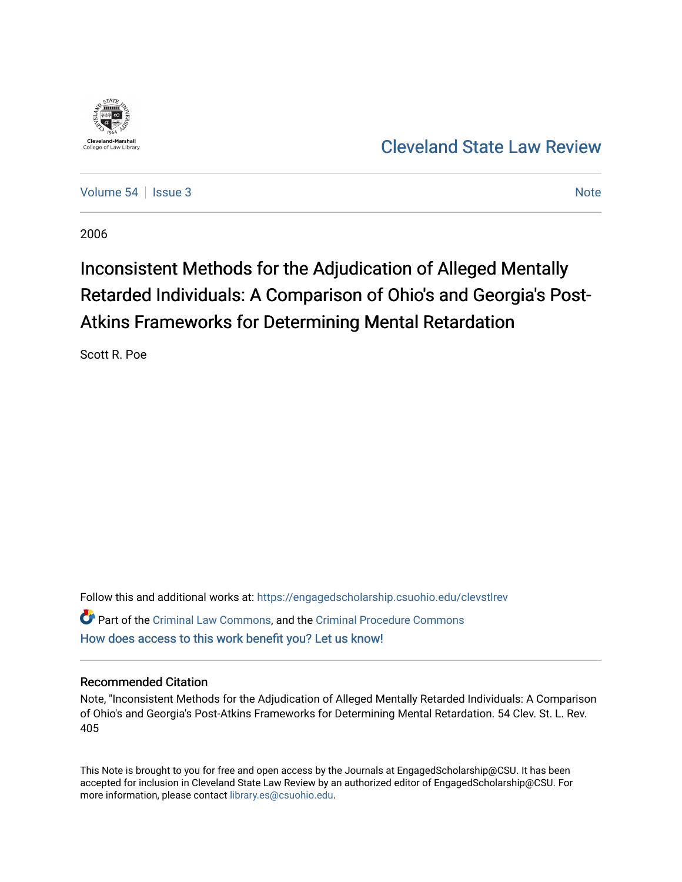Cleveland-Marshall College of Law Library

# Cleveland State Law Review

Volume 54 | Issue 3 | Note

2006

# Inconsistent Methods for the Adjudication of Alleged Mentally Retarded Individuals: A Comparison of Ohio's and Georgia's Post-Atkins Frameworks for Determining Mental Retardation

Scott R. Poe

Follow this and additional works at: https://engagedscholarship.csuohio.edu/clevstlrev

Part of the Criminal Law Commons, and the Criminal Procedure Commons

How does access to this work benefit you? Let us know!

## Recommended Citation

Note, "Inconsistent Methods for the Adjudication of Alleged Mentally Retarded Individuals: A Comparison of Ohio's and Georgia's Post-Atkins Frameworks for Determining Mental Retardation. 54 Clev. St. L. Rev. 405

This Note is brought to you for free and open access by the Journals at EngagedScholarship@CSU. It has been accepted for inclusion in Cleveland State Law Review by an authorized editor of EngagedScholarship@CSU. For more information, please contact library.es@csuohio.edu.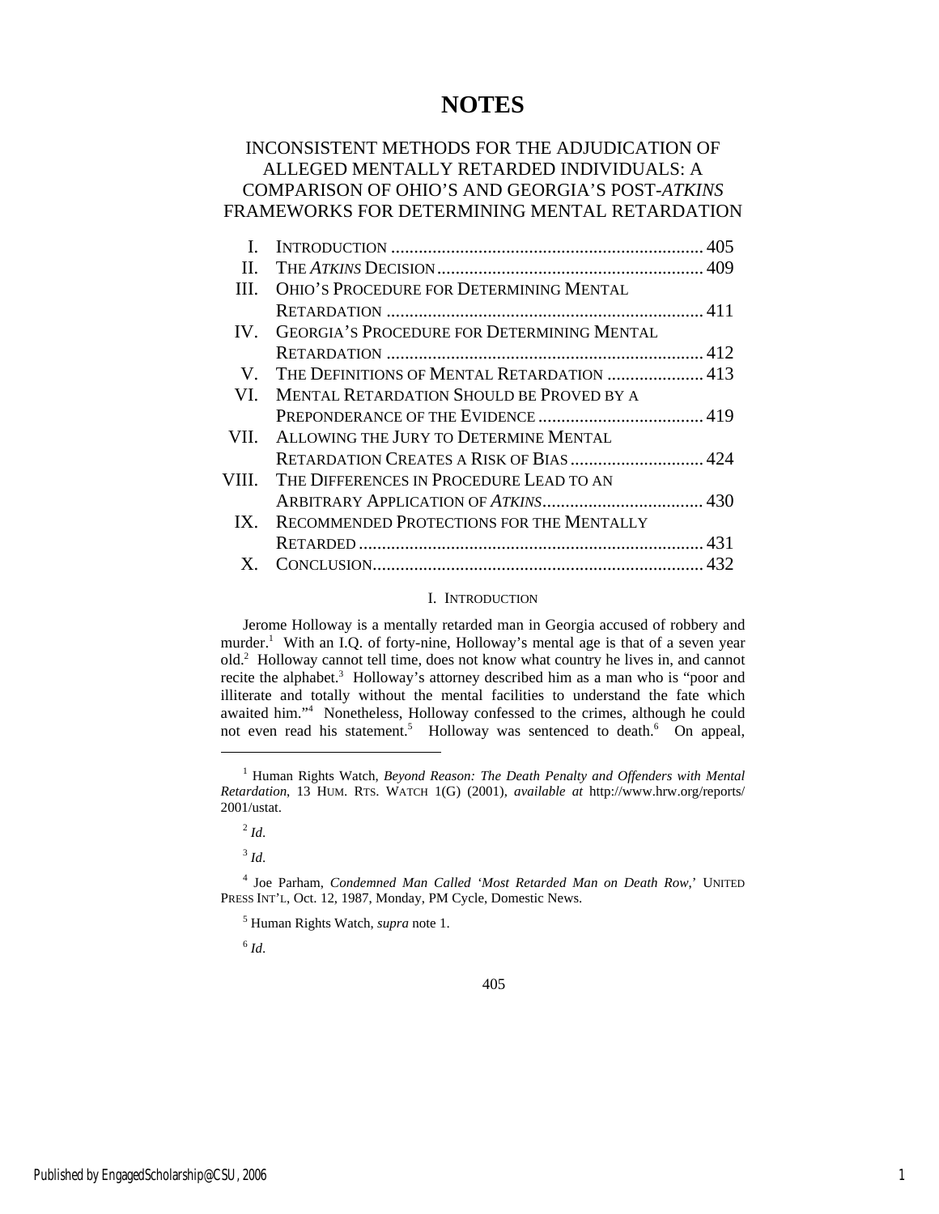# NOTES

## INCONSISTENT METHODS FOR THE ADJUDICATION OF ALLEGED MENTALLY RETARDED INDIVIDUALS: A COMPARISON OF OHIO'S AND GEORGIA'S POST-*ATKINS* FRAMEWORKS FOR DETERMINING MENTAL RETARDATION

| | | |
|---|---|---|
| I. | INTRODUCTION | 405 |
| II. | THE *ATKINS* DECISION | 409 |
| III. | OHIO'S PROCEDURE FOR DETERMINING MENTAL RETARDATION | 411 |
| IV. | GEORGIA'S PROCEDURE FOR DETERMINING MENTAL RETARDATION | 412 |
| V. | THE DEFINITIONS OF MENTAL RETARDATION | 413 |
| VI. | MENTAL RETARDATION SHOULD BE PROVED BY A PREPONDERANCE OF THE EVIDENCE | 419 |
| VII. | ALLOWING THE JURY TO DETERMINE MENTAL RETARDATION CREATES A RISK OF BIAS | 424 |
| VIII. | THE DIFFERENCES IN PROCEDURE LEAD TO AN ARBITRARY APPLICATION OF *ATKINS* | 430 |
| IX. | RECOMMENDED PROTECTIONS FOR THE MENTALLY RETARDED | 431 |
| X. | CONCLUSION | 432 |

### I. INTRODUCTION

Jerome Holloway is a mentally retarded man in Georgia accused of robbery and murder.[1] With an I.Q. of forty-nine, Holloway's mental age is that of a seven year old.[2] Holloway cannot tell time, does not know what country he lives in, and cannot recite the alphabet.[3] Holloway's attorney described him as a man who is "poor and illiterate and totally without the mental facilities to understand the fate which awaited him."[4] Nonetheless, Holloway confessed to the crimes, although he could not even read his statement.[5] Holloway was sentenced to death.[6] On appeal,

---

[1] Human Rights Watch, *Beyond Reason: The Death Penalty and Offenders with Mental Retardation*, 13 HUM. RTS. WATCH 1(G) (2001), *available at* http://www.hrw.org/reports/2001/ustat.

[2] *Id.*

[3] *Id.*

[4] Joe Parham, *Condemned Man Called 'Most Retarded Man on Death Row,'* UNITED PRESS INT'L, Oct. 12, 1987, Monday, PM Cycle, Domestic News.

[5] Human Rights Watch, *supra* note 1.

[6] *Id.*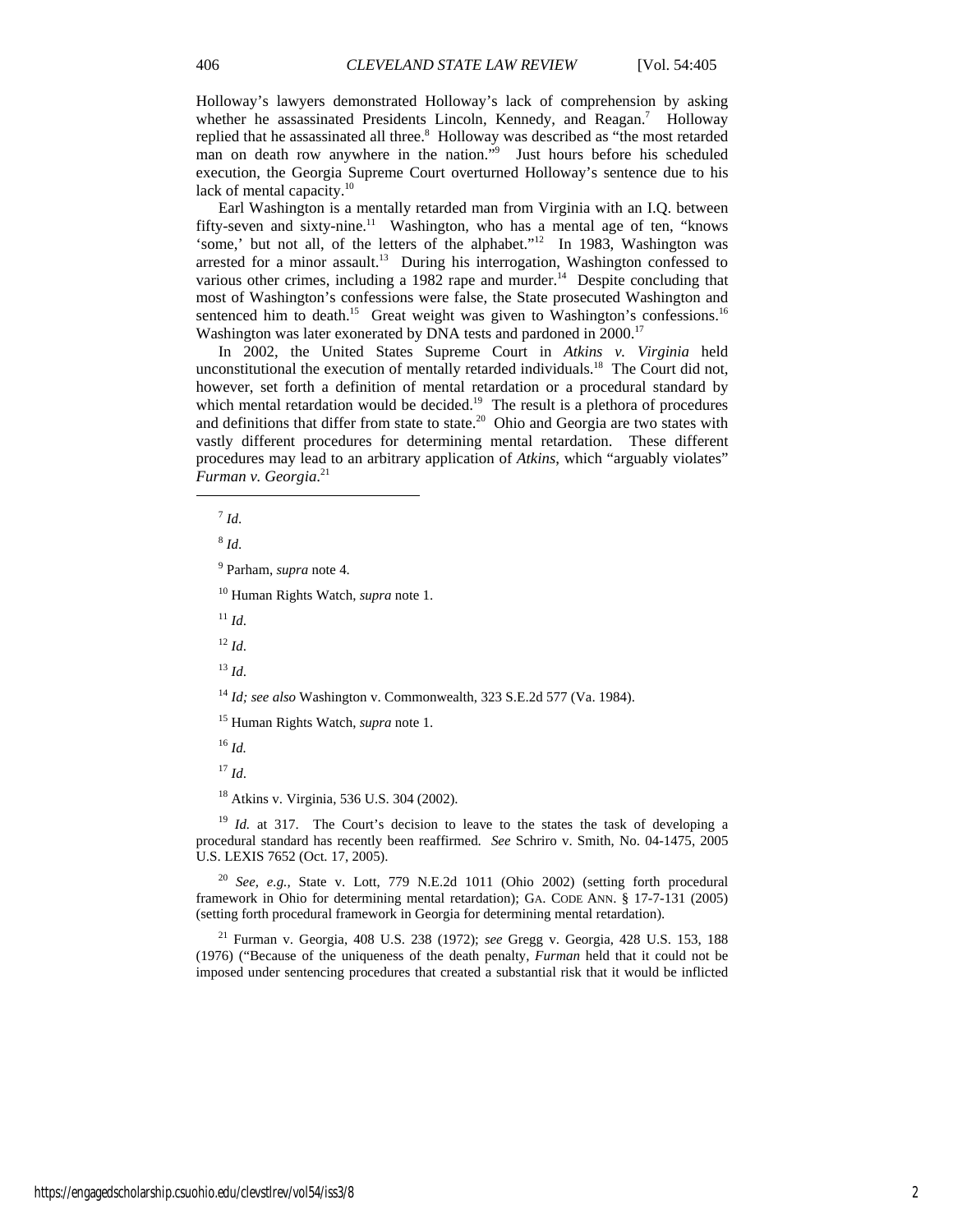Holloway's lawyers demonstrated Holloway's lack of comprehension by asking whether he assassinated Presidents Lincoln, Kennedy, and Reagan.[7] Holloway replied that he assassinated all three.[8] Holloway was described as "the most retarded man on death row anywhere in the nation."[9] Just hours before his scheduled execution, the Georgia Supreme Court overturned Holloway's sentence due to his lack of mental capacity.[10]

Earl Washington is a mentally retarded man from Virginia with an I.Q. between fifty-seven and sixty-nine.[11] Washington, who has a mental age of ten, "knows 'some,' but not all, of the letters of the alphabet."[12] In 1983, Washington was arrested for a minor assault.[13] During his interrogation, Washington confessed to various other crimes, including a 1982 rape and murder.[14] Despite concluding that most of Washington's confessions were false, the State prosecuted Washington and sentenced him to death.[15] Great weight was given to Washington's confessions.[16] Washington was later exonerated by DNA tests and pardoned in 2000.[17]

In 2002, the United States Supreme Court in *Atkins v. Virginia* held unconstitutional the execution of mentally retarded individuals.[18] The Court did not, however, set forth a definition of mental retardation or a procedural standard by which mental retardation would be decided.[19] The result is a plethora of procedures and definitions that differ from state to state.[20] Ohio and Georgia are two states with vastly different procedures for determining mental retardation. These different procedures may lead to an arbitrary application of *Atkins*, which "arguably violates" *Furman v. Georgia*.[21]

---

[7] *Id*.

[8] *Id*.

[9] Parham, *supra* note 4.

[10] Human Rights Watch, *supra* note 1.

[11] *Id*.

[12] *Id*.

[13] *Id*.

[14] *Id; see also* Washington v. Commonwealth, 323 S.E.2d 577 (Va. 1984).

[15] Human Rights Watch, *supra* note 1.

[16] *Id.*

[17] *Id*.

[18] Atkins v. Virginia, 536 U.S. 304 (2002).

[19] *Id.* at 317. The Court's decision to leave to the states the task of developing a procedural standard has recently been reaffirmed. *See* Schriro v. Smith, No. 04-1475, 2005 U.S. LEXIS 7652 (Oct. 17, 2005).

[20] *See, e.g.*, State v. Lott, 779 N.E.2d 1011 (Ohio 2002) (setting forth procedural framework in Ohio for determining mental retardation); GA. CODE ANN. § 17-7-131 (2005) (setting forth procedural framework in Georgia for determining mental retardation).

[21] Furman v. Georgia, 408 U.S. 238 (1972); *see* Gregg v. Georgia, 428 U.S. 153, 188 (1976) ("Because of the uniqueness of the death penalty, *Furman* held that it could not be imposed under sentencing procedures that created a substantial risk that it would be inflicted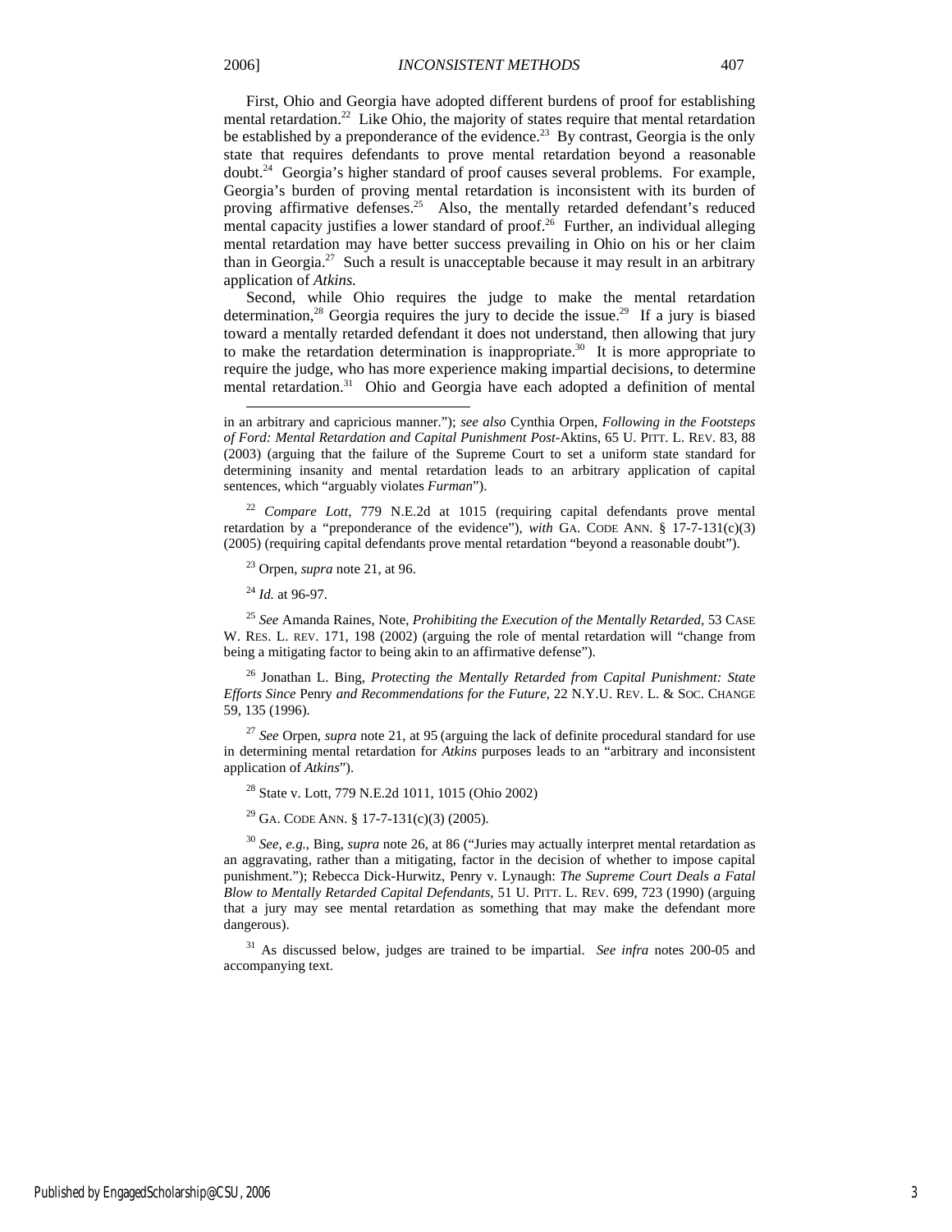First, Ohio and Georgia have adopted different burdens of proof for establishing mental retardation.[22] Like Ohio, the majority of states require that mental retardation be established by a preponderance of the evidence.[23] By contrast, Georgia is the only state that requires defendants to prove mental retardation beyond a reasonable doubt.[24] Georgia's higher standard of proof causes several problems. For example, Georgia's burden of proving mental retardation is inconsistent with its burden of proving affirmative defenses.[25] Also, the mentally retarded defendant's reduced mental capacity justifies a lower standard of proof.[26] Further, an individual alleging mental retardation may have better success prevailing in Ohio on his or her claim than in Georgia.[27] Such a result is unacceptable because it may result in an arbitrary application of *Atkins*.

Second, while Ohio requires the judge to make the mental retardation determination,[28] Georgia requires the jury to decide the issue.[29] If a jury is biased toward a mentally retarded defendant it does not understand, then allowing that jury to make the retardation determination is inappropriate.[30] It is more appropriate to require the judge, who has more experience making impartial decisions, to determine mental retardation.[31] Ohio and Georgia have each adopted a definition of mental

---

in an arbitrary and capricious manner."); *see also* Cynthia Orpen, *Following in the Footsteps of Ford: Mental Retardation and Capital Punishment Post-*Aktins, 65 U. PITT. L. REV. 83, 88 (2003) (arguing that the failure of the Supreme Court to set a uniform state standard for determining insanity and mental retardation leads to an arbitrary application of capital sentences, which "arguably violates *Furman*").

[22] *Compare Lott*, 779 N.E.2d at 1015 (requiring capital defendants prove mental retardation by a "preponderance of the evidence"), *with* GA. CODE ANN. § 17-7-131(c)(3) (2005) (requiring capital defendants prove mental retardation "beyond a reasonable doubt").

[23] Orpen, *supra* note 21, at 96.

[24] *Id.* at 96-97.

[25] *See* Amanda Raines, Note, *Prohibiting the Execution of the Mentally Retarded*, 53 CASE W. RES. L. REV. 171, 198 (2002) (arguing the role of mental retardation will "change from being a mitigating factor to being akin to an affirmative defense").

[26] Jonathan L. Bing, *Protecting the Mentally Retarded from Capital Punishment: State Efforts Since* Penry *and Recommendations for the Future*, 22 N.Y.U. REV. L. & SOC. CHANGE 59, 135 (1996).

[27] *See* Orpen, *supra* note 21, at 95 (arguing the lack of definite procedural standard for use in determining mental retardation for *Atkins* purposes leads to an "arbitrary and inconsistent application of *Atkins*").

[28] State v. Lott, 779 N.E.2d 1011, 1015 (Ohio 2002)

[29] GA. CODE ANN. § 17-7-131(c)(3) (2005).

[30] *See, e.g.*, Bing, *supra* note 26, at 86 ("Juries may actually interpret mental retardation as an aggravating, rather than a mitigating, factor in the decision of whether to impose capital punishment."); Rebecca Dick-Hurwitz, Penry v. Lynaugh: *The Supreme Court Deals a Fatal Blow to Mentally Retarded Capital Defendants*, 51 U. PITT. L. REV. 699, 723 (1990) (arguing that a jury may see mental retardation as something that may make the defendant more dangerous).

[31] As discussed below, judges are trained to be impartial. *See infra* notes 200-05 and accompanying text.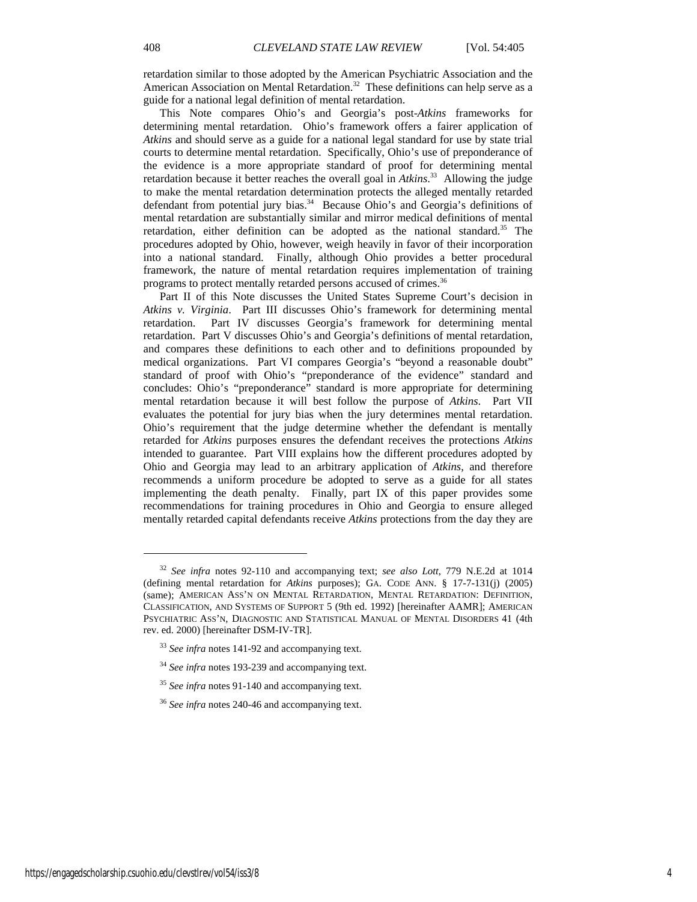retardation similar to those adopted by the American Psychiatric Association and the American Association on Mental Retardation.[32] These definitions can help serve as a guide for a national legal definition of mental retardation.

This Note compares Ohio's and Georgia's post-*Atkins* frameworks for determining mental retardation. Ohio's framework offers a fairer application of *Atkins* and should serve as a guide for a national legal standard for use by state trial courts to determine mental retardation. Specifically, Ohio's use of preponderance of the evidence is a more appropriate standard of proof for determining mental retardation because it better reaches the overall goal in *Atkins*.[33] Allowing the judge to make the mental retardation determination protects the alleged mentally retarded defendant from potential jury bias.[34] Because Ohio's and Georgia's definitions of mental retardation are substantially similar and mirror medical definitions of mental retardation, either definition can be adopted as the national standard.[35] The procedures adopted by Ohio, however, weigh heavily in favor of their incorporation into a national standard. Finally, although Ohio provides a better procedural framework, the nature of mental retardation requires implementation of training programs to protect mentally retarded persons accused of crimes.[36]

Part II of this Note discusses the United States Supreme Court's decision in *Atkins v. Virginia*. Part III discusses Ohio's framework for determining mental retardation. Part IV discusses Georgia's framework for determining mental retardation. Part V discusses Ohio's and Georgia's definitions of mental retardation, and compares these definitions to each other and to definitions propounded by medical organizations. Part VI compares Georgia's "beyond a reasonable doubt" standard of proof with Ohio's "preponderance of the evidence" standard and concludes: Ohio's "preponderance" standard is more appropriate for determining mental retardation because it will best follow the purpose of *Atkins*. Part VII evaluates the potential for jury bias when the jury determines mental retardation. Ohio's requirement that the judge determine whether the defendant is mentally retarded for *Atkins* purposes ensures the defendant receives the protections *Atkins* intended to guarantee. Part VIII explains how the different procedures adopted by Ohio and Georgia may lead to an arbitrary application of *Atkins*, and therefore recommends a uniform procedure be adopted to serve as a guide for all states implementing the death penalty. Finally, part IX of this paper provides some recommendations for training procedures in Ohio and Georgia to ensure alleged mentally retarded capital defendants receive *Atkins* protections from the day they are

---

[32] *See infra* notes 92-110 and accompanying text; *see also Lott*, 779 N.E.2d at 1014 (defining mental retardation for *Atkins* purposes); GA. CODE ANN. § 17-7-131(j) (2005) (same); AMERICAN ASS'N ON MENTAL RETARDATION, MENTAL RETARDATION: DEFINITION, CLASSIFICATION, AND SYSTEMS OF SUPPORT 5 (9th ed. 1992) [hereinafter AAMR]; AMERICAN PSYCHIATRIC ASS'N, DIAGNOSTIC AND STATISTICAL MANUAL OF MENTAL DISORDERS 41 (4th rev. ed. 2000) [hereinafter DSM-IV-TR].

[33] *See infra* notes 141-92 and accompanying text.

[34] *See infra* notes 193-239 and accompanying text.

[35] *See infra* notes 91-140 and accompanying text.

[36] *See infra* notes 240-46 and accompanying text.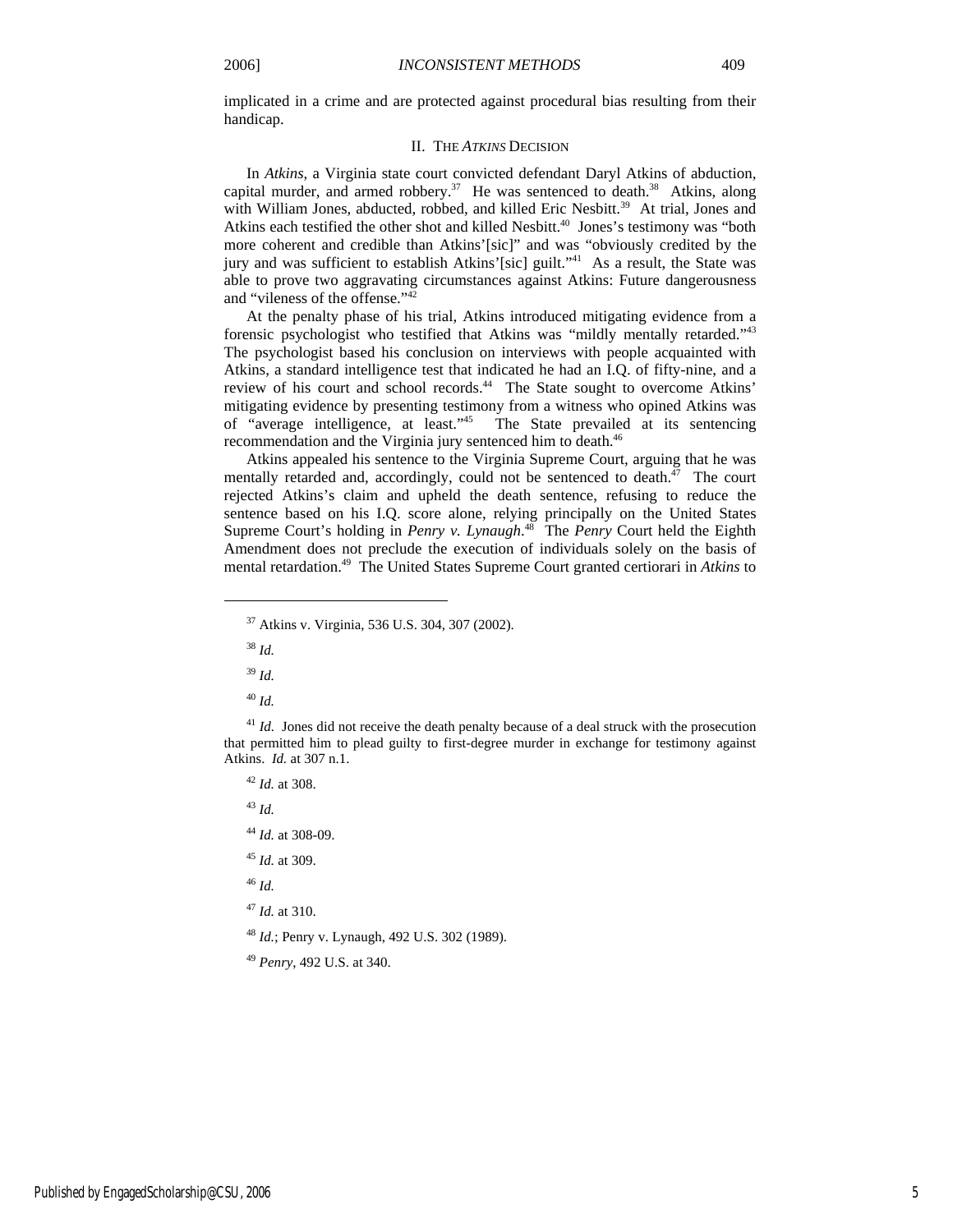implicated in a crime and are protected against procedural bias resulting from their handicap.

## II. The *Atkins* Decision

In *Atkins*, a Virginia state court convicted defendant Daryl Atkins of abduction, capital murder, and armed robbery.[37] He was sentenced to death.[38] Atkins, along with William Jones, abducted, robbed, and killed Eric Nesbitt.[39] At trial, Jones and Atkins each testified the other shot and killed Nesbitt.[40] Jones's testimony was "both more coherent and credible than Atkins'[sic]" and was "obviously credited by the jury and was sufficient to establish Atkins'[sic] guilt."[41] As a result, the State was able to prove two aggravating circumstances against Atkins: Future dangerousness and "vileness of the offense."[42]

At the penalty phase of his trial, Atkins introduced mitigating evidence from a forensic psychologist who testified that Atkins was "mildly mentally retarded."[43] The psychologist based his conclusion on interviews with people acquainted with Atkins, a standard intelligence test that indicated he had an I.Q. of fifty-nine, and a review of his court and school records.[44] The State sought to overcome Atkins' mitigating evidence by presenting testimony from a witness who opined Atkins was of "average intelligence, at least."[45] The State prevailed at its sentencing recommendation and the Virginia jury sentenced him to death.[46]

Atkins appealed his sentence to the Virginia Supreme Court, arguing that he was mentally retarded and, accordingly, could not be sentenced to death.[47] The court rejected Atkins's claim and upheld the death sentence, refusing to reduce the sentence based on his I.Q. score alone, relying principally on the United States Supreme Court's holding in *Penry v. Lynaugh*.[48] The *Penry* Court held the Eighth Amendment does not preclude the execution of individuals solely on the basis of mental retardation.[49] The United States Supreme Court granted certiorari in *Atkins* to

---

[37] Atkins v. Virginia, 536 U.S. 304, 307 (2002).

[38] *Id.*

[39] *Id.*

[40] *Id.*

[41] *Id.* Jones did not receive the death penalty because of a deal struck with the prosecution that permitted him to plead guilty to first-degree murder in exchange for testimony against Atkins. *Id.* at 307 n.1.

[42] *Id.* at 308.

[43] *Id.*

[44] *Id.* at 308-09.

[45] *Id.* at 309.

[46] *Id.*

[47] *Id.* at 310.

[48] *Id.*; Penry v. Lynaugh, 492 U.S. 302 (1989).

[49] *Penry*, 492 U.S. at 340.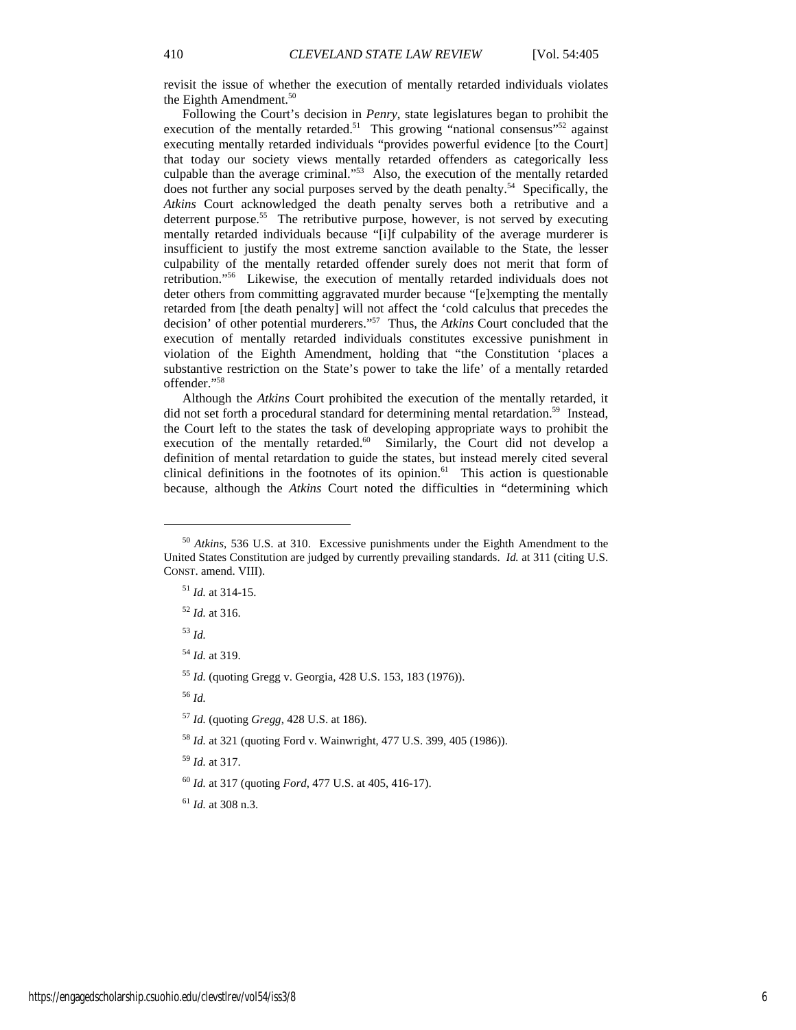revisit the issue of whether the execution of mentally retarded individuals violates the Eighth Amendment.[50]

Following the Court's decision in *Penry*, state legislatures began to prohibit the execution of the mentally retarded.[51] This growing "national consensus"[52] against executing mentally retarded individuals "provides powerful evidence [to the Court] that today our society views mentally retarded offenders as categorically less culpable than the average criminal."[53] Also, the execution of the mentally retarded does not further any social purposes served by the death penalty.[54] Specifically, the *Atkins* Court acknowledged the death penalty serves both a retributive and a deterrent purpose.[55] The retributive purpose, however, is not served by executing mentally retarded individuals because "[i]f culpability of the average murderer is insufficient to justify the most extreme sanction available to the State, the lesser culpability of the mentally retarded offender surely does not merit that form of retribution."[56] Likewise, the execution of mentally retarded individuals does not deter others from committing aggravated murder because "[e]xempting the mentally retarded from [the death penalty] will not affect the 'cold calculus that precedes the decision' of other potential murderers."[57] Thus, the *Atkins* Court concluded that the execution of mentally retarded individuals constitutes excessive punishment in violation of the Eighth Amendment, holding that "the Constitution 'places a substantive restriction on the State's power to take the life' of a mentally retarded offender."[58]

Although the *Atkins* Court prohibited the execution of the mentally retarded, it did not set forth a procedural standard for determining mental retardation.[59] Instead, the Court left to the states the task of developing appropriate ways to prohibit the execution of the mentally retarded.[60] Similarly, the Court did not develop a definition of mental retardation to guide the states, but instead merely cited several clinical definitions in the footnotes of its opinion.[61] This action is questionable because, although the *Atkins* Court noted the difficulties in "determining which

---

[50] *Atkins*, 536 U.S. at 310. Excessive punishments under the Eighth Amendment to the United States Constitution are judged by currently prevailing standards. *Id.* at 311 (citing U.S. CONST. amend. VIII).

[51] *Id.* at 314-15.

[52] *Id.* at 316.

[53] *Id.*

[54] *Id.* at 319.

[55] *Id.* (quoting Gregg v. Georgia, 428 U.S. 153, 183 (1976)).

[56] *Id.*

[57] *Id.* (quoting *Gregg*, 428 U.S. at 186).

[58] *Id.* at 321 (quoting Ford v. Wainwright, 477 U.S. 399, 405 (1986)).

[59] *Id.* at 317.

[60] *Id.* at 317 (quoting *Ford*, 477 U.S. at 405, 416-17).

[61] *Id.* at 308 n.3.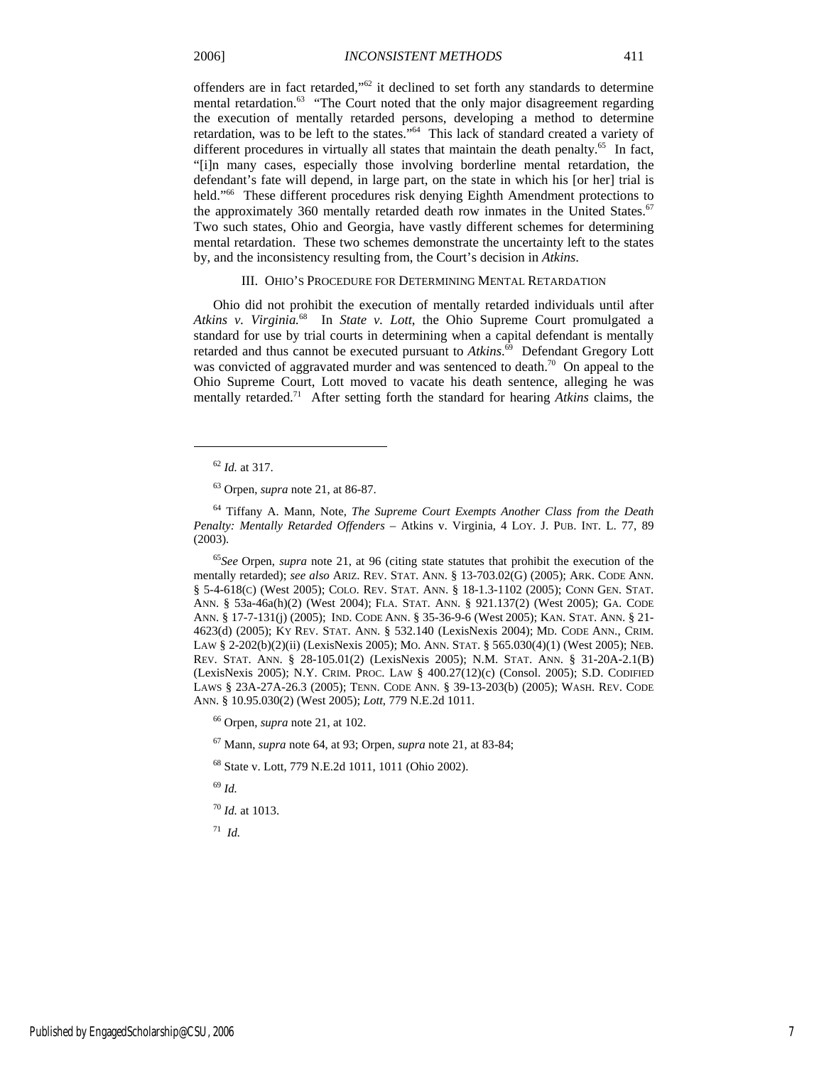offenders are in fact retarded,"[62] it declined to set forth any standards to determine mental retardation.[63] "The Court noted that the only major disagreement regarding the execution of mentally retarded persons, developing a method to determine retardation, was to be left to the states."[64] This lack of standard created a variety of different procedures in virtually all states that maintain the death penalty.[65] In fact, "[i]n many cases, especially those involving borderline mental retardation, the defendant's fate will depend, in large part, on the state in which his [or her] trial is held."[66] These different procedures risk denying Eighth Amendment protections to the approximately 360 mentally retarded death row inmates in the United States.[67] Two such states, Ohio and Georgia, have vastly different schemes for determining mental retardation. These two schemes demonstrate the uncertainty left to the states by, and the inconsistency resulting from, the Court's decision in *Atkins*.

## III. Ohio's Procedure for Determining Mental Retardation

Ohio did not prohibit the execution of mentally retarded individuals until after *Atkins v. Virginia.*[68] In *State v. Lott*, the Ohio Supreme Court promulgated a standard for use by trial courts in determining when a capital defendant is mentally retarded and thus cannot be executed pursuant to *Atkins*.[69] Defendant Gregory Lott was convicted of aggravated murder and was sentenced to death.[70] On appeal to the Ohio Supreme Court, Lott moved to vacate his death sentence, alleging he was mentally retarded.[71] After setting forth the standard for hearing *Atkins* claims, the

---

[62] *Id.* at 317.

[63] Orpen, *supra* note 21, at 86-87.

[64] Tiffany A. Mann, Note, *The Supreme Court Exempts Another Class from the Death Penalty: Mentally Retarded Offenders* – Atkins v. Virginia, 4 Loy. J. Pub. Int. L. 77, 89 (2003).

[65] *See* Orpen, *supra* note 21, at 96 (citing state statutes that prohibit the execution of the mentally retarded); *see also* Ariz. Rev. Stat. Ann. § 13-703.02(G) (2005); Ark. Code Ann. § 5-4-618(c) (West 2005); Colo. Rev. Stat. Ann. § 18-1.3-1102 (2005); Conn Gen. Stat. Ann. § 53a-46a(h)(2) (West 2004); Fla. Stat. Ann. § 921.137(2) (West 2005); Ga. Code Ann. § 17-7-131(j) (2005); Ind. Code Ann. § 35-36-9-6 (West 2005); Kan. Stat. Ann. § 21-4623(d) (2005); Ky Rev. Stat. Ann. § 532.140 (LexisNexis 2004); Md. Code Ann., Crim. Law § 2-202(b)(2)(ii) (LexisNexis 2005); Mo. Ann. Stat. § 565.030(4)(1) (West 2005); Neb. Rev. Stat. Ann. § 28-105.01(2) (LexisNexis 2005); N.M. Stat. Ann. § 31-20A-2.1(B) (LexisNexis 2005); N.Y. Crim. Proc. Law § 400.27(12)(c) (Consol. 2005); S.D. Codified Laws § 23A-27A-26.3 (2005); Tenn. Code Ann. § 39-13-203(b) (2005); Wash. Rev. Code Ann. § 10.95.030(2) (West 2005); *Lott*, 779 N.E.2d 1011.

[66] Orpen, *supra* note 21, at 102.

[67] Mann, *supra* note 64, at 93; Orpen, *supra* note 21, at 83-84;

[68] State v. Lott, 779 N.E.2d 1011, 1011 (Ohio 2002).

[69] *Id.*

[70] *Id.* at 1013.

[71] *Id.*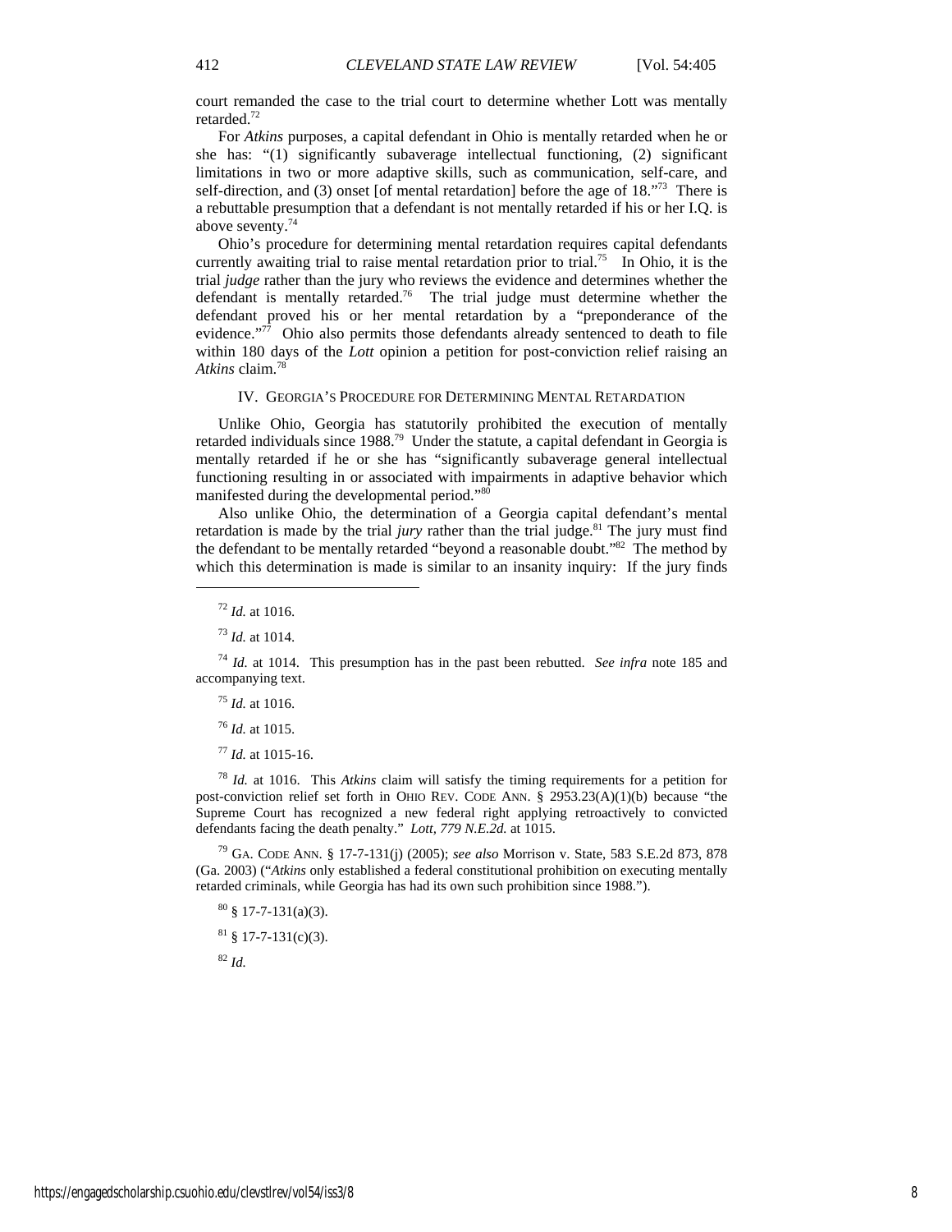court remanded the case to the trial court to determine whether Lott was mentally retarded.[72]

For *Atkins* purposes, a capital defendant in Ohio is mentally retarded when he or she has: "(1) significantly subaverage intellectual functioning, (2) significant limitations in two or more adaptive skills, such as communication, self-care, and self-direction, and (3) onset [of mental retardation] before the age of 18."[73] There is a rebuttable presumption that a defendant is not mentally retarded if his or her I.Q. is above seventy.[74]

Ohio's procedure for determining mental retardation requires capital defendants currently awaiting trial to raise mental retardation prior to trial.[75] In Ohio, it is the trial *judge* rather than the jury who reviews the evidence and determines whether the defendant is mentally retarded.[76] The trial judge must determine whether the defendant proved his or her mental retardation by a "preponderance of the evidence."[77] Ohio also permits those defendants already sentenced to death to file within 180 days of the *Lott* opinion a petition for post-conviction relief raising an *Atkins* claim.[78]

## IV. Georgia's Procedure for Determining Mental Retardation

Unlike Ohio, Georgia has statutorily prohibited the execution of mentally retarded individuals since 1988.[79] Under the statute, a capital defendant in Georgia is mentally retarded if he or she has "significantly subaverage general intellectual functioning resulting in or associated with impairments in adaptive behavior which manifested during the developmental period."[80]

Also unlike Ohio, the determination of a Georgia capital defendant's mental retardation is made by the trial *jury* rather than the trial judge.[81] The jury must find the defendant to be mentally retarded "beyond a reasonable doubt."[82] The method by which this determination is made is similar to an insanity inquiry: If the jury finds

---

[72] *Id.* at 1016.

[73] *Id.* at 1014.

[74] *Id.* at 1014. This presumption has in the past been rebutted. *See infra* note 185 and accompanying text.

[75] *Id.* at 1016.

[76] *Id.* at 1015.

[77] *Id.* at 1015-16.

[78] *Id.* at 1016. This *Atkins* claim will satisfy the timing requirements for a petition for post-conviction relief set forth in OHIO REV. CODE ANN. § 2953.23(A)(1)(b) because "the Supreme Court has recognized a new federal right applying retroactively to convicted defendants facing the death penalty." *Lott*, *779 N.E.2d.* at 1015.

[79] GA. CODE ANN. § 17-7-131(j) (2005); *see also* Morrison v. State, 583 S.E.2d 873, 878 (Ga. 2003) ("*Atkins* only established a federal constitutional prohibition on executing mentally retarded criminals, while Georgia has had its own such prohibition since 1988.").

[80] § 17-7-131(a)(3).

[81] § 17-7-131(c)(3).

[82] *Id.*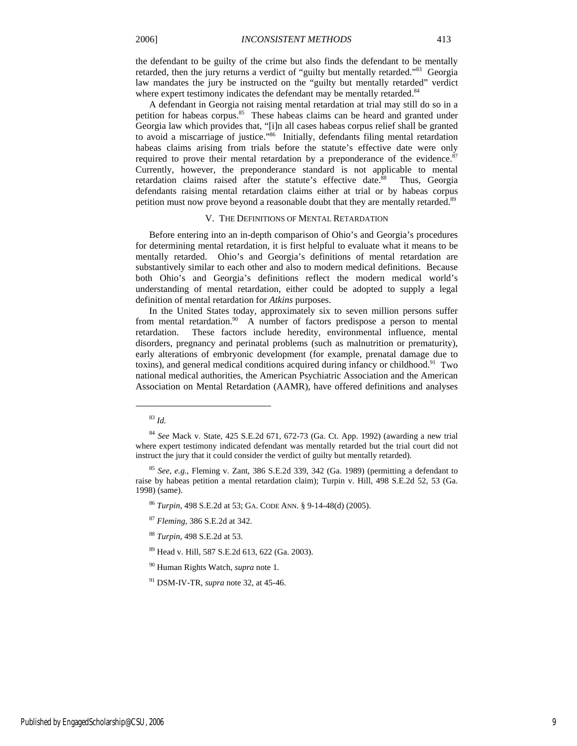the defendant to be guilty of the crime but also finds the defendant to be mentally retarded, then the jury returns a verdict of "guilty but mentally retarded."[83] Georgia law mandates the jury be instructed on the "guilty but mentally retarded" verdict where expert testimony indicates the defendant may be mentally retarded.[84]

A defendant in Georgia not raising mental retardation at trial may still do so in a petition for habeas corpus.[85] These habeas claims can be heard and granted under Georgia law which provides that, "[i]n all cases habeas corpus relief shall be granted to avoid a miscarriage of justice."[86] Initially, defendants filing mental retardation habeas claims arising from trials before the statute's effective date were only required to prove their mental retardation by a preponderance of the evidence.[87] Currently, however, the preponderance standard is not applicable to mental retardation claims raised after the statute's effective date.[88] Thus, Georgia defendants raising mental retardation claims either at trial or by habeas corpus petition must now prove beyond a reasonable doubt that they are mentally retarded.[89]

## V. THE DEFINITIONS OF MENTAL RETARDATION

Before entering into an in-depth comparison of Ohio's and Georgia's procedures for determining mental retardation, it is first helpful to evaluate what it means to be mentally retarded. Ohio's and Georgia's definitions of mental retardation are substantively similar to each other and also to modern medical definitions. Because both Ohio's and Georgia's definitions reflect the modern medical world's understanding of mental retardation, either could be adopted to supply a legal definition of mental retardation for *Atkins* purposes.

In the United States today, approximately six to seven million persons suffer from mental retardation.[90] A number of factors predispose a person to mental retardation. These factors include heredity, environmental influence, mental disorders, pregnancy and perinatal problems (such as malnutrition or prematurity), early alterations of embryonic development (for example, prenatal damage due to toxins), and general medical conditions acquired during infancy or childhood.[91] Two national medical authorities, the American Psychiatric Association and the American Association on Mental Retardation (AAMR), have offered definitions and analyses

---

[83] *Id.*

[84] *See* Mack v. State, 425 S.E.2d 671, 672-73 (Ga. Ct. App. 1992) (awarding a new trial where expert testimony indicated defendant was mentally retarded but the trial court did not instruct the jury that it could consider the verdict of guilty but mentally retarded).

[85] *See, e.g.*, Fleming v. Zant, 386 S.E.2d 339, 342 (Ga. 1989) (permitting a defendant to raise by habeas petition a mental retardation claim); Turpin v. Hill, 498 S.E.2d 52, 53 (Ga. 1998) (same).

[86] *Turpin*, 498 S.E.2d at 53; GA. CODE ANN. § 9-14-48(d) (2005).

[87] *Fleming*, 386 S.E.2d at 342.

[88] *Turpin*, 498 S.E.2d at 53.

[89] Head v. Hill, 587 S.E.2d 613, 622 (Ga. 2003).

[90] Human Rights Watch, *supra* note 1.

[91] DSM-IV-TR, *supra* note 32, at 45-46.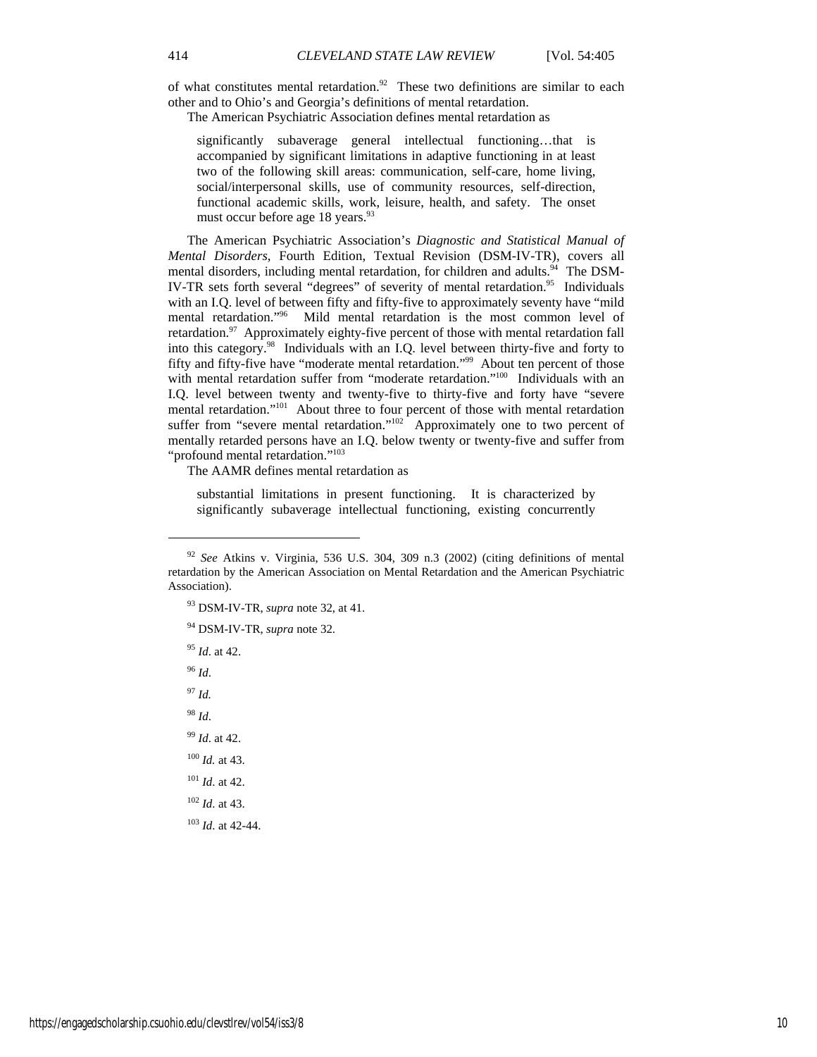of what constitutes mental retardation.[92] These two definitions are similar to each other and to Ohio's and Georgia's definitions of mental retardation.

The American Psychiatric Association defines mental retardation as

> significantly subaverage general intellectual functioning…that is accompanied by significant limitations in adaptive functioning in at least two of the following skill areas: communication, self-care, home living, social/interpersonal skills, use of community resources, self-direction, functional academic skills, work, leisure, health, and safety. The onset must occur before age 18 years.[93]

The American Psychiatric Association's *Diagnostic and Statistical Manual of Mental Disorders*, Fourth Edition, Textual Revision (DSM-IV-TR), covers all mental disorders, including mental retardation, for children and adults.[94] The DSM-IV-TR sets forth several "degrees" of severity of mental retardation.[95] Individuals with an I.Q. level of between fifty and fifty-five to approximately seventy have "mild mental retardation."[96] Mild mental retardation is the most common level of retardation.[97] Approximately eighty-five percent of those with mental retardation fall into this category.[98] Individuals with an I.Q. level between thirty-five and forty to fifty and fifty-five have "moderate mental retardation."[99] About ten percent of those with mental retardation suffer from "moderate retardation."[100] Individuals with an I.Q. level between twenty and twenty-five to thirty-five and forty have "severe mental retardation."[101] About three to four percent of those with mental retardation suffer from "severe mental retardation."[102] Approximately one to two percent of mentally retarded persons have an I.Q. below twenty or twenty-five and suffer from "profound mental retardation."[103]

The AAMR defines mental retardation as

> substantial limitations in present functioning. It is characterized by significantly subaverage intellectual functioning, existing concurrently

---

[92] *See* Atkins v. Virginia, 536 U.S. 304, 309 n.3 (2002) (citing definitions of mental retardation by the American Association on Mental Retardation and the American Psychiatric Association).

[93] DSM-IV-TR, *supra* note 32, at 41.

[94] DSM-IV-TR, *supra* note 32.

[95] *Id*. at 42.

[96] *Id*.

[97] *Id.*

[98] *Id*.

[99] *Id*. at 42.

[100] *Id.* at 43.

[101] *Id*. at 42.

[102] *Id*. at 43.

[103] *Id*. at 42-44.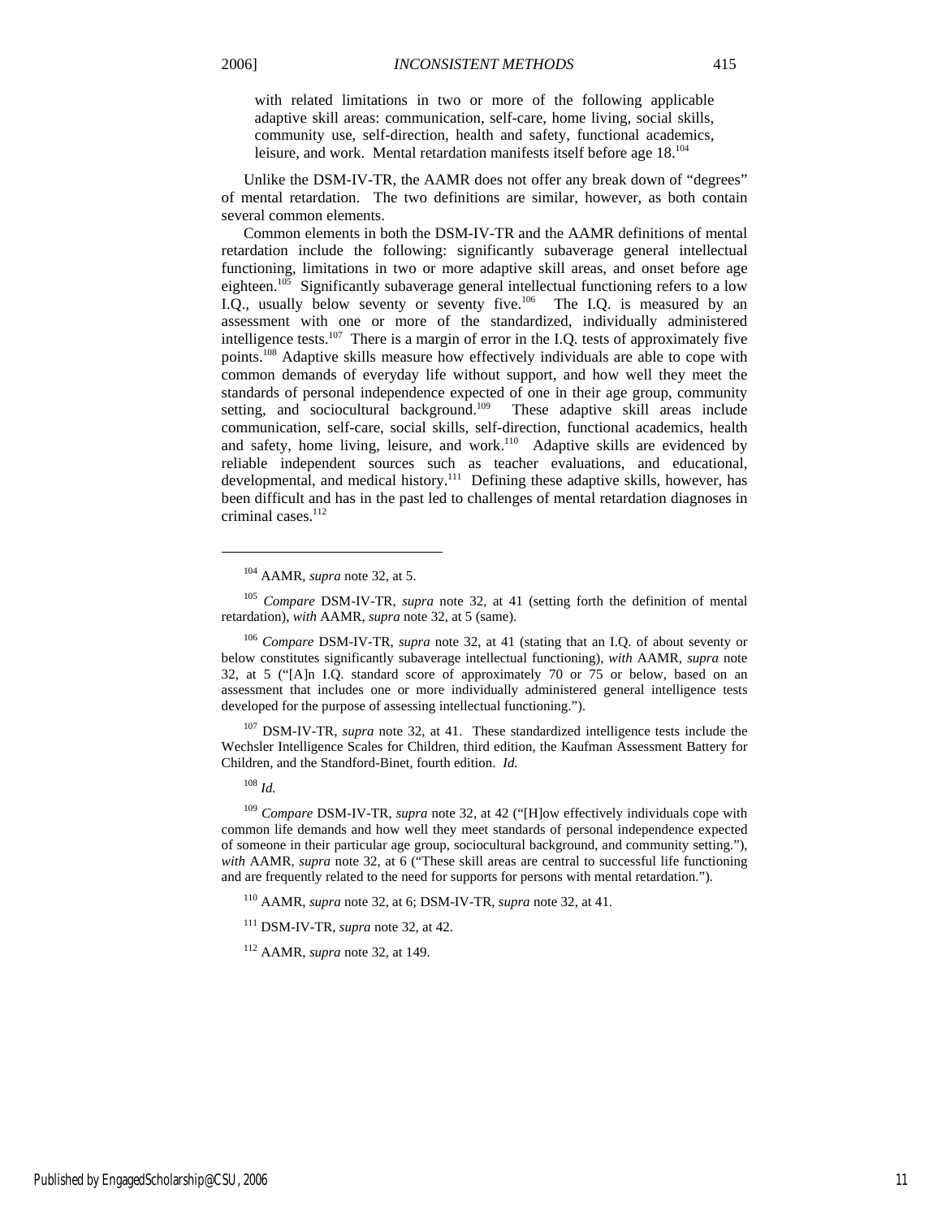with related limitations in two or more of the following applicable adaptive skill areas: communication, self-care, home living, social skills, community use, self-direction, health and safety, functional academics, leisure, and work. Mental retardation manifests itself before age 18.[104]

Unlike the DSM-IV-TR, the AAMR does not offer any break down of "degrees" of mental retardation. The two definitions are similar, however, as both contain several common elements.

Common elements in both the DSM-IV-TR and the AAMR definitions of mental retardation include the following: significantly subaverage general intellectual functioning, limitations in two or more adaptive skill areas, and onset before age eighteen.[105] Significantly subaverage general intellectual functioning refers to a low I.Q., usually below seventy or seventy five.[106] The I.Q. is measured by an assessment with one or more of the standardized, individually administered intelligence tests.[107] There is a margin of error in the I.Q. tests of approximately five points.[108] Adaptive skills measure how effectively individuals are able to cope with common demands of everyday life without support, and how well they meet the standards of personal independence expected of one in their age group, community setting, and sociocultural background.[109] These adaptive skill areas include communication, self-care, social skills, self-direction, functional academics, health and safety, home living, leisure, and work.[110] Adaptive skills are evidenced by reliable independent sources such as teacher evaluations, and educational, developmental, and medical history.[111] Defining these adaptive skills, however, has been difficult and has in the past led to challenges of mental retardation diagnoses in criminal cases.[112]

---

[104] AAMR, *supra* note 32, at 5.

[105] *Compare* DSM-IV-TR, *supra* note 32, at 41 (setting forth the definition of mental retardation), *with* AAMR, *supra* note 32, at 5 (same).

[106] *Compare* DSM-IV-TR, *supra* note 32, at 41 (stating that an I.Q. of about seventy or below constitutes significantly subaverage intellectual functioning), *with* AAMR, *supra* note 32, at 5 ("[A]n I.Q. standard score of approximately 70 or 75 or below, based on an assessment that includes one or more individually administered general intelligence tests developed for the purpose of assessing intellectual functioning.").

[107] DSM-IV-TR, *supra* note 32, at 41. These standardized intelligence tests include the Wechsler Intelligence Scales for Children, third edition, the Kaufman Assessment Battery for Children, and the Standford-Binet, fourth edition. *Id.*

[108] *Id.*

[109] *Compare* DSM-IV-TR, *supra* note 32, at 42 ("[H]ow effectively individuals cope with common life demands and how well they meet standards of personal independence expected of someone in their particular age group, sociocultural background, and community setting."), *with* AAMR, *supra* note 32, at 6 ("These skill areas are central to successful life functioning and are frequently related to the need for supports for persons with mental retardation.").

[110] AAMR, *supra* note 32, at 6; DSM-IV-TR, *supra* note 32, at 41.

[111] DSM-IV-TR, *supra* note 32, at 42.

[112] AAMR, *supra* note 32, at 149.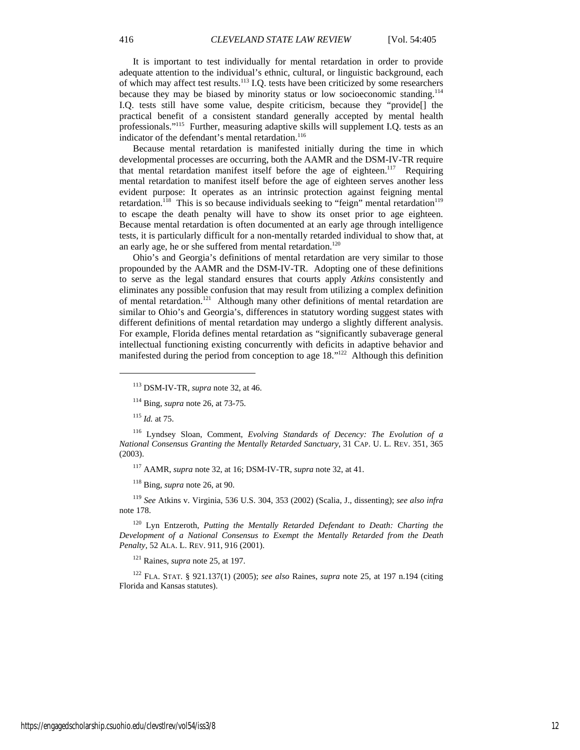It is important to test individually for mental retardation in order to provide adequate attention to the individual's ethnic, cultural, or linguistic background, each of which may affect test results.[113] I.Q. tests have been criticized by some researchers because they may be biased by minority status or low socioeconomic standing.[114] I.Q. tests still have some value, despite criticism, because they "provide[] the practical benefit of a consistent standard generally accepted by mental health professionals."[115] Further, measuring adaptive skills will supplement I.Q. tests as an indicator of the defendant's mental retardation.[116]

Because mental retardation is manifested initially during the time in which developmental processes are occurring, both the AAMR and the DSM-IV-TR require that mental retardation manifest itself before the age of eighteen.[117] Requiring mental retardation to manifest itself before the age of eighteen serves another less evident purpose: It operates as an intrinsic protection against feigning mental retardation.[118] This is so because individuals seeking to "feign" mental retardation[119] to escape the death penalty will have to show its onset prior to age eighteen. Because mental retardation is often documented at an early age through intelligence tests, it is particularly difficult for a non-mentally retarded individual to show that, at an early age, he or she suffered from mental retardation.[120]

Ohio's and Georgia's definitions of mental retardation are very similar to those propounded by the AAMR and the DSM-IV-TR. Adopting one of these definitions to serve as the legal standard ensures that courts apply *Atkins* consistently and eliminates any possible confusion that may result from utilizing a complex definition of mental retardation.[121] Although many other definitions of mental retardation are similar to Ohio's and Georgia's, differences in statutory wording suggest states with different definitions of mental retardation may undergo a slightly different analysis. For example, Florida defines mental retardation as "significantly subaverage general intellectual functioning existing concurrently with deficits in adaptive behavior and manifested during the period from conception to age 18."[122] Although this definition

---

[113] DSM-IV-TR, *supra* note 32, at 46.

[114] Bing, *supra* note 26, at 73-75.

[115] *Id.* at 75.

[116] Lyndsey Sloan, Comment, *Evolving Standards of Decency: The Evolution of a National Consensus Granting the Mentally Retarded Sanctuary*, 31 CAP. U. L. REV. 351, 365 (2003).

[117] AAMR, *supra* note 32, at 16; DSM-IV-TR, *supra* note 32, at 41.

[118] Bing, *supra* note 26, at 90.

[119] *See* Atkins v. Virginia, 536 U.S. 304, 353 (2002) (Scalia, J., dissenting); *see also infra* note 178.

[120] Lyn Entzeroth, *Putting the Mentally Retarded Defendant to Death: Charting the Development of a National Consensus to Exempt the Mentally Retarded from the Death Penalty*, 52 ALA. L. REV. 911, 916 (2001).

[121] Raines, *supra* note 25, at 197.

[122] FLA. STAT. § 921.137(1) (2005); *see also* Raines, *supra* note 25, at 197 n.194 (citing Florida and Kansas statutes).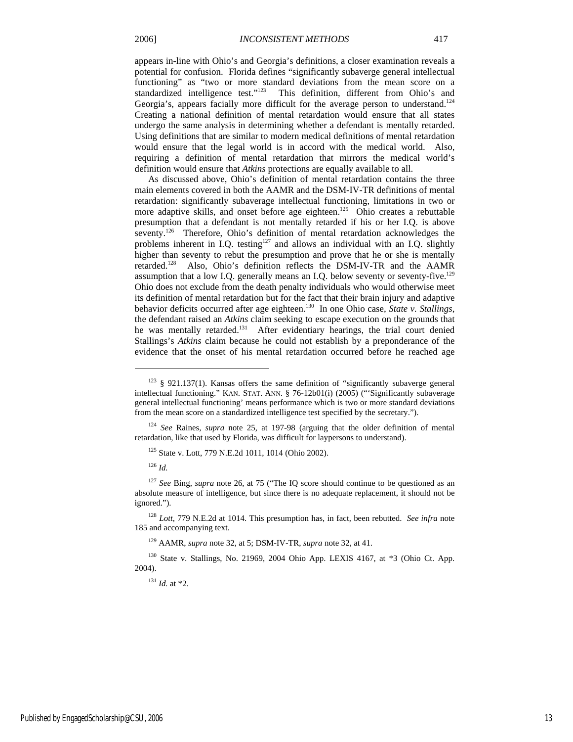appears in-line with Ohio's and Georgia's definitions, a closer examination reveals a potential for confusion. Florida defines "significantly subaverge general intellectual functioning" as "two or more standard deviations from the mean score on a standardized intelligence test."[123] This definition, different from Ohio's and Georgia's, appears facially more difficult for the average person to understand.[124] Creating a national definition of mental retardation would ensure that all states undergo the same analysis in determining whether a defendant is mentally retarded. Using definitions that are similar to modern medical definitions of mental retardation would ensure that the legal world is in accord with the medical world. Also, requiring a definition of mental retardation that mirrors the medical world's definition would ensure that *Atkins* protections are equally available to all.

As discussed above, Ohio's definition of mental retardation contains the three main elements covered in both the AAMR and the DSM-IV-TR definitions of mental retardation: significantly subaverage intellectual functioning, limitations in two or more adaptive skills, and onset before age eighteen.[125] Ohio creates a rebuttable presumption that a defendant is not mentally retarded if his or her I.Q. is above seventy.[126] Therefore, Ohio's definition of mental retardation acknowledges the problems inherent in I.Q. testing[127] and allows an individual with an I.Q. slightly higher than seventy to rebut the presumption and prove that he or she is mentally retarded.[128] Also, Ohio's definition reflects the DSM-IV-TR and the AAMR assumption that a low I.Q. generally means an I.Q. below seventy or seventy-five.[129] Ohio does not exclude from the death penalty individuals who would otherwise meet its definition of mental retardation but for the fact that their brain injury and adaptive behavior deficits occurred after age eighteen.[130] In one Ohio case, *State v. Stallings*, the defendant raised an *Atkins* claim seeking to escape execution on the grounds that he was mentally retarded.[131] After evidentiary hearings, the trial court denied Stallings's *Atkins* claim because he could not establish by a preponderance of the evidence that the onset of his mental retardation occurred before he reached age

---

[123] § 921.137(1). Kansas offers the same definition of "significantly subaverge general intellectual functioning." KAN. STAT. ANN. § 76-12b01(i) (2005) ("'Significantly subaverage general intellectual functioning' means performance which is two or more standard deviations from the mean score on a standardized intelligence test specified by the secretary.").

[124] *See* Raines, *supra* note 25, at 197-98 (arguing that the older definition of mental retardation, like that used by Florida, was difficult for laypersons to understand).

[125] State v. Lott, 779 N.E.2d 1011, 1014 (Ohio 2002).

[126] *Id.*

[127] *See* Bing, *supra* note 26, at 75 ("The IQ score should continue to be questioned as an absolute measure of intelligence, but since there is no adequate replacement, it should not be ignored.").

[128] *Lott*, 779 N.E.2d at 1014. This presumption has, in fact, been rebutted. *See infra* note 185 and accompanying text.

[129] AAMR, *supra* note 32, at 5; DSM-IV-TR, *supra* note 32, at 41.

[130] State v. Stallings, No. 21969, 2004 Ohio App. LEXIS 4167, at *3 (Ohio Ct. App. 2004).

[131] *Id.* at *2.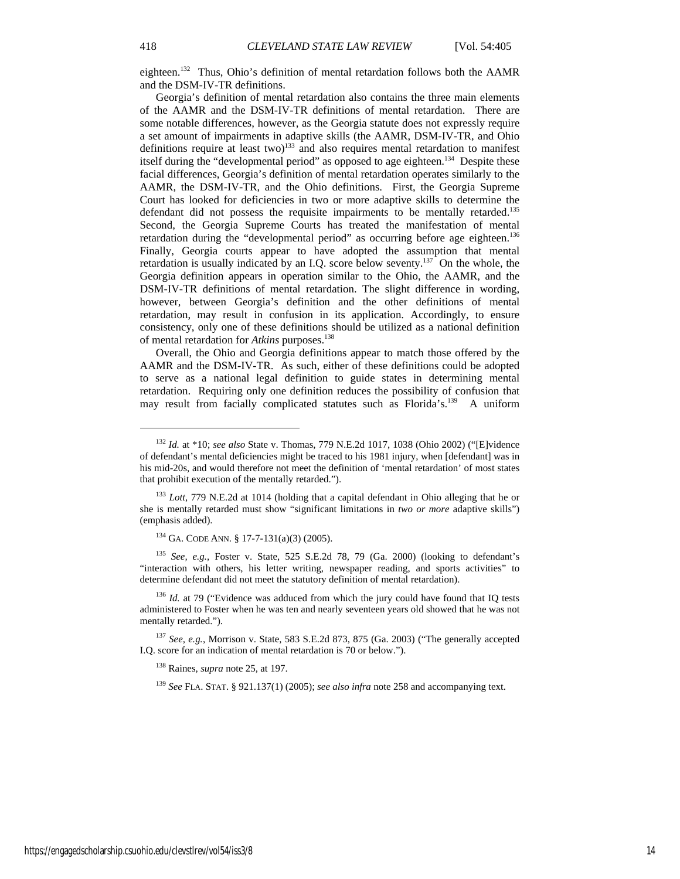eighteen.[132] Thus, Ohio's definition of mental retardation follows both the AAMR and the DSM-IV-TR definitions.

Georgia's definition of mental retardation also contains the three main elements of the AAMR and the DSM-IV-TR definitions of mental retardation. There are some notable differences, however, as the Georgia statute does not expressly require a set amount of impairments in adaptive skills (the AAMR, DSM-IV-TR, and Ohio definitions require at least two)[133] and also requires mental retardation to manifest itself during the "developmental period" as opposed to age eighteen.[134] Despite these facial differences, Georgia's definition of mental retardation operates similarly to the AAMR, the DSM-IV-TR, and the Ohio definitions. First, the Georgia Supreme Court has looked for deficiencies in two or more adaptive skills to determine the defendant did not possess the requisite impairments to be mentally retarded.[135] Second, the Georgia Supreme Courts has treated the manifestation of mental retardation during the "developmental period" as occurring before age eighteen.[136] Finally, Georgia courts appear to have adopted the assumption that mental retardation is usually indicated by an I.Q. score below seventy.[137] On the whole, the Georgia definition appears in operation similar to the Ohio, the AAMR, and the DSM-IV-TR definitions of mental retardation. The slight difference in wording, however, between Georgia's definition and the other definitions of mental retardation, may result in confusion in its application. Accordingly, to ensure consistency, only one of these definitions should be utilized as a national definition of mental retardation for *Atkins* purposes.[138]

Overall, the Ohio and Georgia definitions appear to match those offered by the AAMR and the DSM-IV-TR. As such, either of these definitions could be adopted to serve as a national legal definition to guide states in determining mental retardation. Requiring only one definition reduces the possibility of confusion that may result from facially complicated statutes such as Florida's.[139] A uniform

---

[132] *Id.* at *10; *see also* State v. Thomas, 779 N.E.2d 1017, 1038 (Ohio 2002) ("[E]vidence of defendant's mental deficiencies might be traced to his 1981 injury, when [defendant] was in his mid-20s, and would therefore not meet the definition of 'mental retardation' of most states that prohibit execution of the mentally retarded.").

[133] *Lott*, 779 N.E.2d at 1014 (holding that a capital defendant in Ohio alleging that he or she is mentally retarded must show "significant limitations in *two or more* adaptive skills") (emphasis added).

[134] GA. CODE ANN. § 17-7-131(a)(3) (2005).

[135] *See, e.g.*, Foster v. State, 525 S.E.2d 78, 79 (Ga. 2000) (looking to defendant's "interaction with others, his letter writing, newspaper reading, and sports activities" to determine defendant did not meet the statutory definition of mental retardation).

[136] *Id.* at 79 ("Evidence was adduced from which the jury could have found that IQ tests administered to Foster when he was ten and nearly seventeen years old showed that he was not mentally retarded.").

[137] *See, e.g.*, Morrison v. State, 583 S.E.2d 873, 875 (Ga. 2003) ("The generally accepted I.Q. score for an indication of mental retardation is 70 or below.").

[138] Raines, *supra* note 25, at 197.

[139] *See* FLA. STAT. § 921.137(1) (2005); *see also infra* note 258 and accompanying text.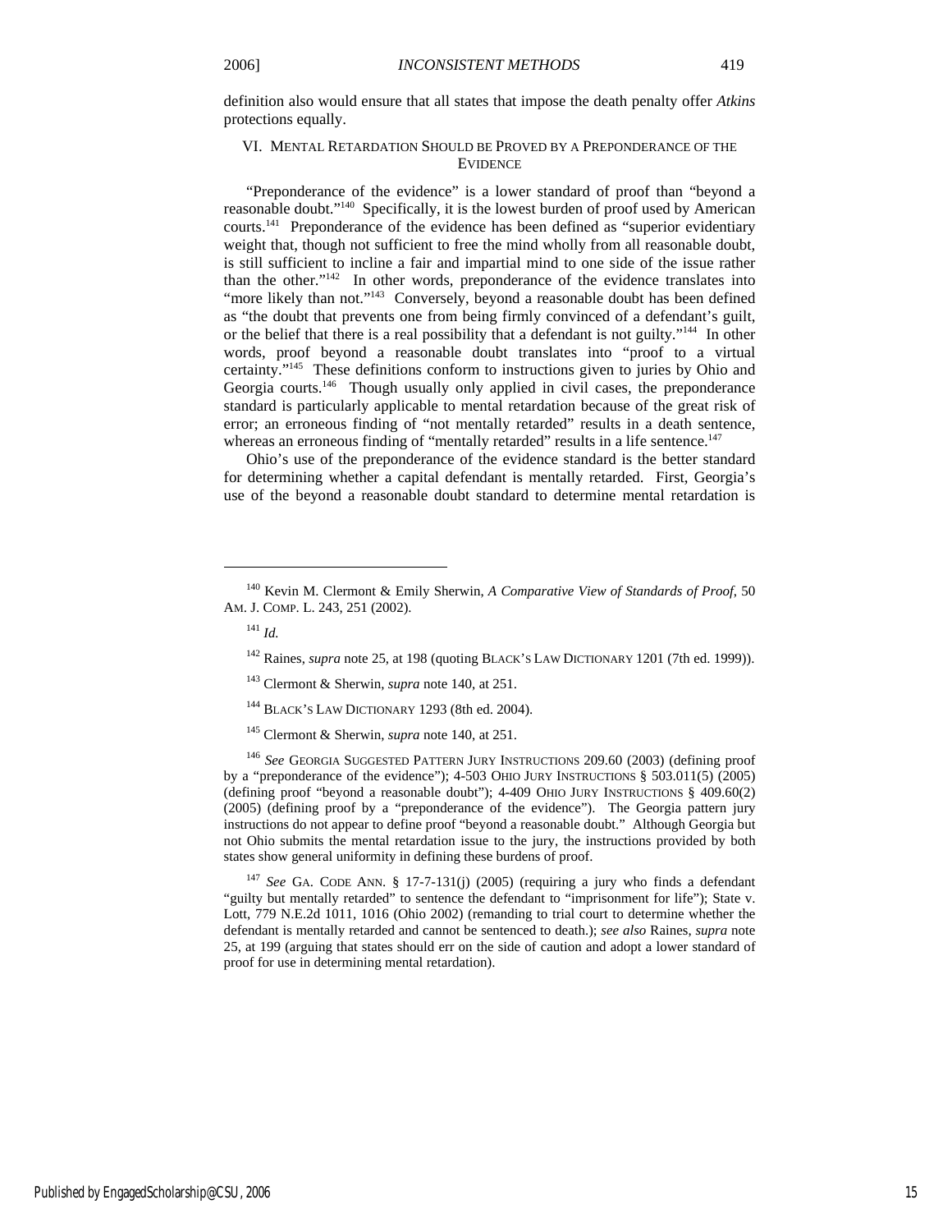definition also would ensure that all states that impose the death penalty offer *Atkins* protections equally.

## VI. Mental Retardation Should be Proved by a Preponderance of the Evidence

"Preponderance of the evidence" is a lower standard of proof than "beyond a reasonable doubt."[140] Specifically, it is the lowest burden of proof used by American courts.[141] Preponderance of the evidence has been defined as "superior evidentiary weight that, though not sufficient to free the mind wholly from all reasonable doubt, is still sufficient to incline a fair and impartial mind to one side of the issue rather than the other."[142] In other words, preponderance of the evidence translates into "more likely than not."[143] Conversely, beyond a reasonable doubt has been defined as "the doubt that prevents one from being firmly convinced of a defendant's guilt, or the belief that there is a real possibility that a defendant is not guilty."[144] In other words, proof beyond a reasonable doubt translates into "proof to a virtual certainty."[145] These definitions conform to instructions given to juries by Ohio and Georgia courts.[146] Though usually only applied in civil cases, the preponderance standard is particularly applicable to mental retardation because of the great risk of error; an erroneous finding of "not mentally retarded" results in a death sentence, whereas an erroneous finding of "mentally retarded" results in a life sentence.[147]

Ohio's use of the preponderance of the evidence standard is the better standard for determining whether a capital defendant is mentally retarded. First, Georgia's use of the beyond a reasonable doubt standard to determine mental retardation is

---

[140] Kevin M. Clermont & Emily Sherwin, *A Comparative View of Standards of Proof*, 50 AM. J. COMP. L. 243, 251 (2002).

[141] *Id.*

[142] Raines, *supra* note 25, at 198 (quoting BLACK'S LAW DICTIONARY 1201 (7th ed. 1999)).

[143] Clermont & Sherwin, *supra* note 140, at 251.

[144] BLACK'S LAW DICTIONARY 1293 (8th ed. 2004).

[145] Clermont & Sherwin, *supra* note 140, at 251.

[146] *See* GEORGIA SUGGESTED PATTERN JURY INSTRUCTIONS 209.60 (2003) (defining proof by a "preponderance of the evidence"); 4-503 OHIO JURY INSTRUCTIONS § 503.011(5) (2005) (defining proof "beyond a reasonable doubt"); 4-409 OHIO JURY INSTRUCTIONS § 409.60(2) (2005) (defining proof by a "preponderance of the evidence"). The Georgia pattern jury instructions do not appear to define proof "beyond a reasonable doubt." Although Georgia but not Ohio submits the mental retardation issue to the jury, the instructions provided by both states show general uniformity in defining these burdens of proof.

[147] *See* GA. CODE ANN. § 17-7-131(j) (2005) (requiring a jury who finds a defendant "guilty but mentally retarded" to sentence the defendant to "imprisonment for life"); State v. Lott, 779 N.E.2d 1011, 1016 (Ohio 2002) (remanding to trial court to determine whether the defendant is mentally retarded and cannot be sentenced to death.); *see also* Raines, *supra* note 25, at 199 (arguing that states should err on the side of caution and adopt a lower standard of proof for use in determining mental retardation).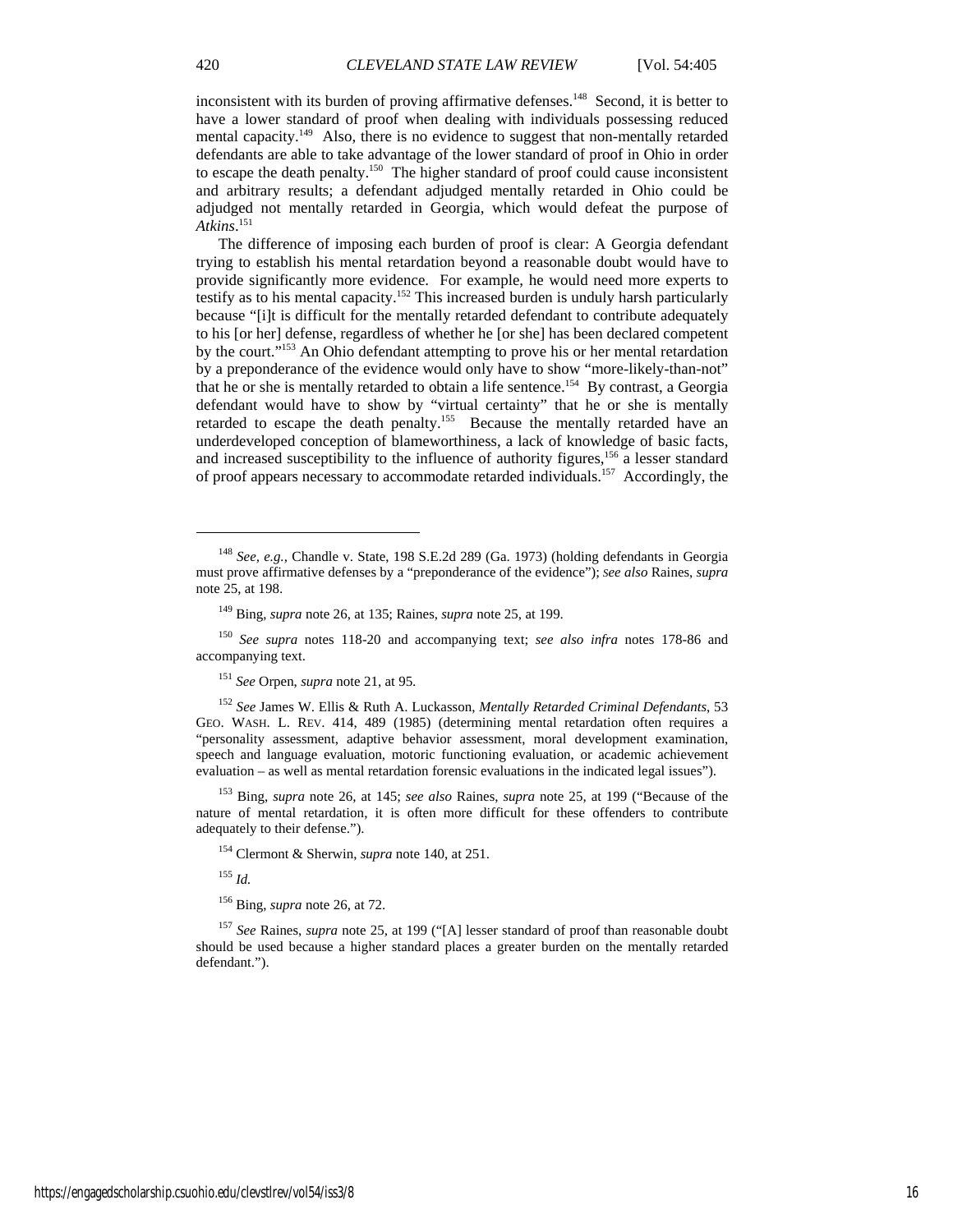inconsistent with its burden of proving affirmative defenses.[148] Second, it is better to have a lower standard of proof when dealing with individuals possessing reduced mental capacity.[149] Also, there is no evidence to suggest that non-mentally retarded defendants are able to take advantage of the lower standard of proof in Ohio in order to escape the death penalty.[150] The higher standard of proof could cause inconsistent and arbitrary results; a defendant adjudged mentally retarded in Ohio could be adjudged not mentally retarded in Georgia, which would defeat the purpose of *Atkins*.[151]

The difference of imposing each burden of proof is clear: A Georgia defendant trying to establish his mental retardation beyond a reasonable doubt would have to provide significantly more evidence. For example, he would need more experts to testify as to his mental capacity.[152] This increased burden is unduly harsh particularly because "[i]t is difficult for the mentally retarded defendant to contribute adequately to his [or her] defense, regardless of whether he [or she] has been declared competent by the court."[153] An Ohio defendant attempting to prove his or her mental retardation by a preponderance of the evidence would only have to show "more-likely-than-not" that he or she is mentally retarded to obtain a life sentence.[154] By contrast, a Georgia defendant would have to show by "virtual certainty" that he or she is mentally retarded to escape the death penalty.[155] Because the mentally retarded have an underdeveloped conception of blameworthiness, a lack of knowledge of basic facts, and increased susceptibility to the influence of authority figures,[156] a lesser standard of proof appears necessary to accommodate retarded individuals.[157] Accordingly, the

---

[148] *See, e.g.*, Chandle v. State, 198 S.E.2d 289 (Ga. 1973) (holding defendants in Georgia must prove affirmative defenses by a "preponderance of the evidence"); *see also* Raines, *supra* note 25, at 198.

[149] Bing, *supra* note 26, at 135; Raines, *supra* note 25, at 199.

[150] *See supra* notes 118-20 and accompanying text; *see also infra* notes 178-86 and accompanying text.

[151] *See* Orpen, *supra* note 21, at 95.

[152] *See* James W. Ellis & Ruth A. Luckasson, *Mentally Retarded Criminal Defendants*, 53 GEO. WASH. L. REV. 414, 489 (1985) (determining mental retardation often requires a "personality assessment, adaptive behavior assessment, moral development examination, speech and language evaluation, motoric functioning evaluation, or academic achievement evaluation – as well as mental retardation forensic evaluations in the indicated legal issues").

[153] Bing, *supra* note 26, at 145; *see also* Raines, *supra* note 25, at 199 ("Because of the nature of mental retardation, it is often more difficult for these offenders to contribute adequately to their defense.").

[154] Clermont & Sherwin, *supra* note 140, at 251.

[155] *Id.*

[156] Bing, *supra* note 26, at 72.

[157] *See* Raines, *supra* note 25, at 199 ("[A] lesser standard of proof than reasonable doubt should be used because a higher standard places a greater burden on the mentally retarded defendant.").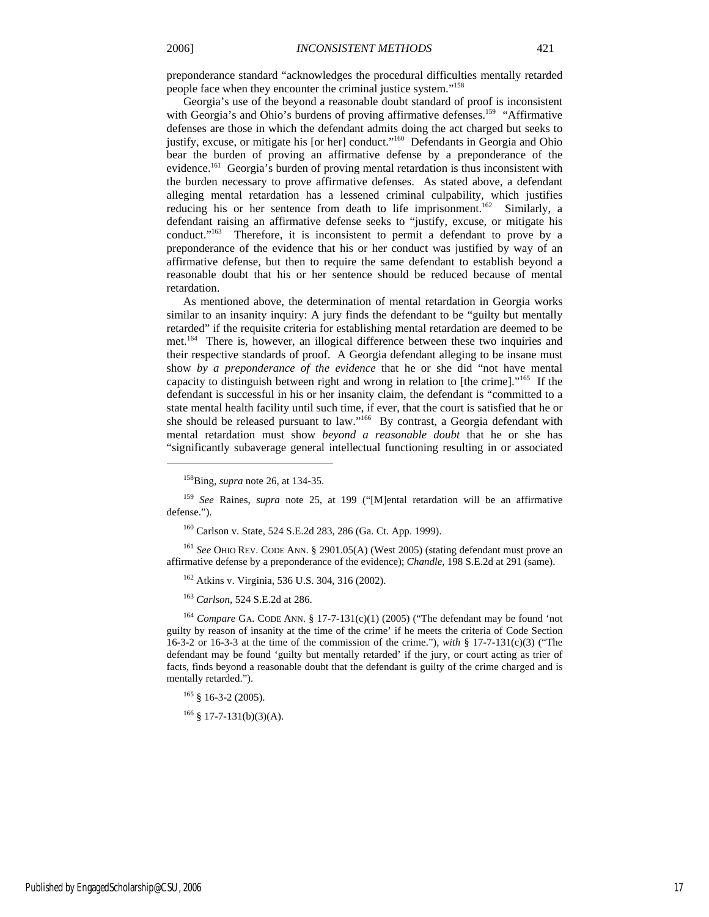preponderance standard "acknowledges the procedural difficulties mentally retarded people face when they encounter the criminal justice system."[158]

Georgia's use of the beyond a reasonable doubt standard of proof is inconsistent with Georgia's and Ohio's burdens of proving affirmative defenses.[159] "Affirmative defenses are those in which the defendant admits doing the act charged but seeks to justify, excuse, or mitigate his [or her] conduct."[160] Defendants in Georgia and Ohio bear the burden of proving an affirmative defense by a preponderance of the evidence.[161] Georgia's burden of proving mental retardation is thus inconsistent with the burden necessary to prove affirmative defenses. As stated above, a defendant alleging mental retardation has a lessened criminal culpability, which justifies reducing his or her sentence from death to life imprisonment.[162] Similarly, a defendant raising an affirmative defense seeks to "justify, excuse, or mitigate his conduct."[163] Therefore, it is inconsistent to permit a defendant to prove by a preponderance of the evidence that his or her conduct was justified by way of an affirmative defense, but then to require the same defendant to establish beyond a reasonable doubt that his or her sentence should be reduced because of mental retardation.

As mentioned above, the determination of mental retardation in Georgia works similar to an insanity inquiry: A jury finds the defendant to be "guilty but mentally retarded" if the requisite criteria for establishing mental retardation are deemed to be met.[164] There is, however, an illogical difference between these two inquiries and their respective standards of proof. A Georgia defendant alleging to be insane must show *by a preponderance of the evidence* that he or she did "not have mental capacity to distinguish between right and wrong in relation to [the crime]."[165] If the defendant is successful in his or her insanity claim, the defendant is "committed to a state mental health facility until such time, if ever, that the court is satisfied that he or she should be released pursuant to law."[166] By contrast, a Georgia defendant with mental retardation must show *beyond a reasonable doubt* that he or she has "significantly subaverage general intellectual functioning resulting in or associated

---

[158] Bing, *supra* note 26, at 134-35.

[159] *See* Raines, *supra* note 25, at 199 ("[M]ental retardation will be an affirmative defense.").

[160] Carlson v. State, 524 S.E.2d 283, 286 (Ga. Ct. App. 1999).

[161] *See* OHIO REV. CODE ANN. § 2901.05(A) (West 2005) (stating defendant must prove an affirmative defense by a preponderance of the evidence); *Chandle*, 198 S.E.2d at 291 (same).

[162] Atkins v. Virginia, 536 U.S. 304, 316 (2002).

[163] *Carlson*, 524 S.E.2d at 286.

[164] *Compare* GA. CODE ANN. § 17-7-131(c)(1) (2005) ("The defendant may be found 'not guilty by reason of insanity at the time of the crime' if he meets the criteria of Code Section 16-3-2 or 16-3-3 at the time of the commission of the crime."), *with* § 17-7-131(c)(3) ("The defendant may be found 'guilty but mentally retarded' if the jury, or court acting as trier of facts, finds beyond a reasonable doubt that the defendant is guilty of the crime charged and is mentally retarded.").

[165] § 16-3-2 (2005).

[166] § 17-7-131(b)(3)(A).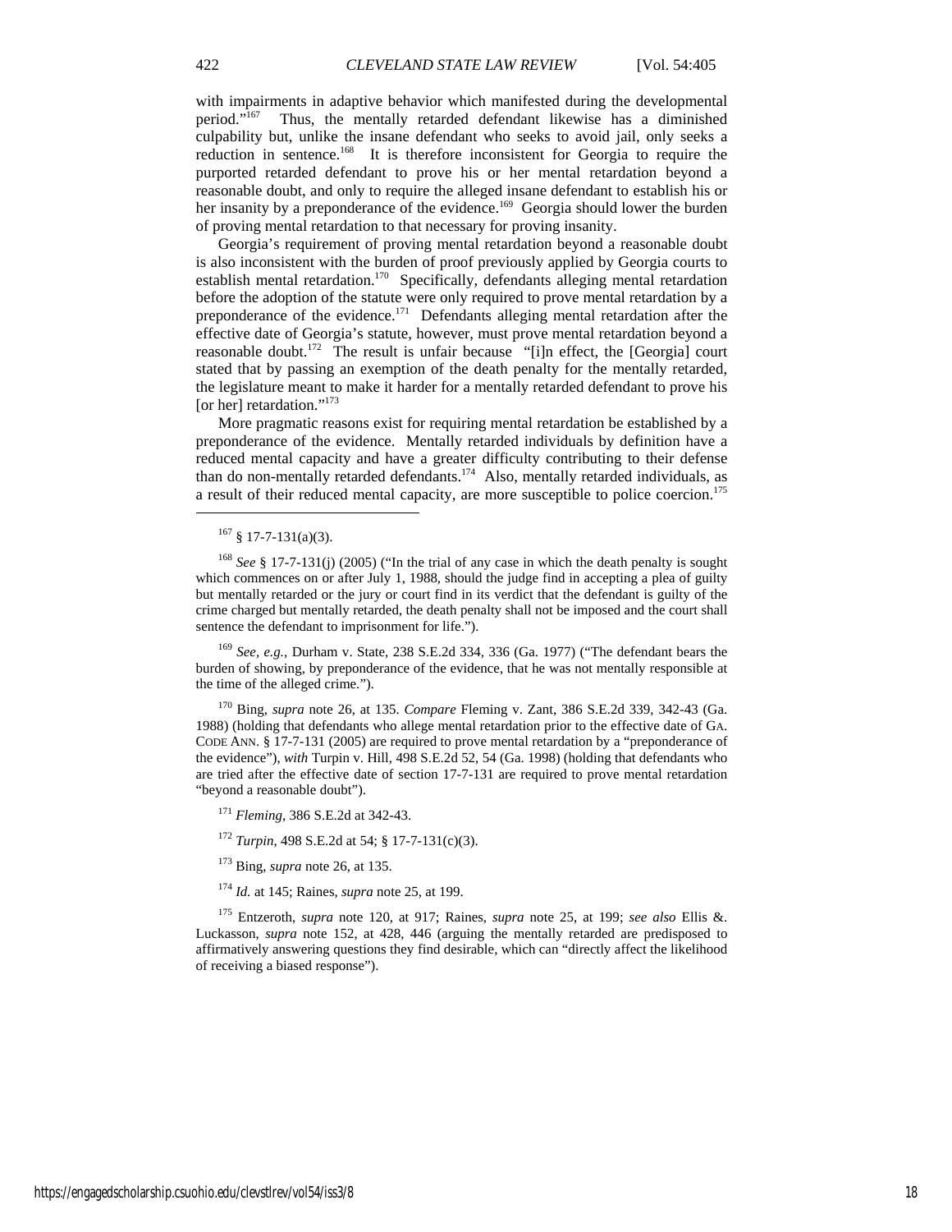with impairments in adaptive behavior which manifested during the developmental period."[167] Thus, the mentally retarded defendant likewise has a diminished culpability but, unlike the insane defendant who seeks to avoid jail, only seeks a reduction in sentence.[168] It is therefore inconsistent for Georgia to require the purported retarded defendant to prove his or her mental retardation beyond a reasonable doubt, and only to require the alleged insane defendant to establish his or her insanity by a preponderance of the evidence.[169] Georgia should lower the burden of proving mental retardation to that necessary for proving insanity.

Georgia's requirement of proving mental retardation beyond a reasonable doubt is also inconsistent with the burden of proof previously applied by Georgia courts to establish mental retardation.[170] Specifically, defendants alleging mental retardation before the adoption of the statute were only required to prove mental retardation by a preponderance of the evidence.[171] Defendants alleging mental retardation after the effective date of Georgia's statute, however, must prove mental retardation beyond a reasonable doubt.[172] The result is unfair because "[i]n effect, the [Georgia] court stated that by passing an exemption of the death penalty for the mentally retarded, the legislature meant to make it harder for a mentally retarded defendant to prove his [or her] retardation."[173]

More pragmatic reasons exist for requiring mental retardation be established by a preponderance of the evidence. Mentally retarded individuals by definition have a reduced mental capacity and have a greater difficulty contributing to their defense than do non-mentally retarded defendants.[174] Also, mentally retarded individuals, as a result of their reduced mental capacity, are more susceptible to police coercion.[175]

---

[167] § 17-7-131(a)(3).

[168] *See* § 17-7-131(j) (2005) ("In the trial of any case in which the death penalty is sought which commences on or after July 1, 1988, should the judge find in accepting a plea of guilty but mentally retarded or the jury or court find in its verdict that the defendant is guilty of the crime charged but mentally retarded, the death penalty shall not be imposed and the court shall sentence the defendant to imprisonment for life.").

[169] *See, e.g.*, Durham v. State, 238 S.E.2d 334, 336 (Ga. 1977) ("The defendant bears the burden of showing, by preponderance of the evidence, that he was not mentally responsible at the time of the alleged crime.").

[170] Bing, *supra* note 26, at 135. *Compare* Fleming v. Zant, 386 S.E.2d 339, 342-43 (Ga. 1988) (holding that defendants who allege mental retardation prior to the effective date of GA. CODE ANN. § 17-7-131 (2005) are required to prove mental retardation by a "preponderance of the evidence"), *with* Turpin v. Hill, 498 S.E.2d 52, 54 (Ga. 1998) (holding that defendants who are tried after the effective date of section 17-7-131 are required to prove mental retardation "beyond a reasonable doubt").

[171] *Fleming*, 386 S.E.2d at 342-43.

[172] *Turpin*, 498 S.E.2d at 54; § 17-7-131(c)(3).

[173] Bing, *supra* note 26, at 135.

[174] *Id.* at 145; Raines, *supra* note 25, at 199.

[175] Entzeroth, *supra* note 120, at 917; Raines, *supra* note 25, at 199; *see also* Ellis &. Luckasson, *supra* note 152, at 428, 446 (arguing the mentally retarded are predisposed to affirmatively answering questions they find desirable, which can "directly affect the likelihood of receiving a biased response").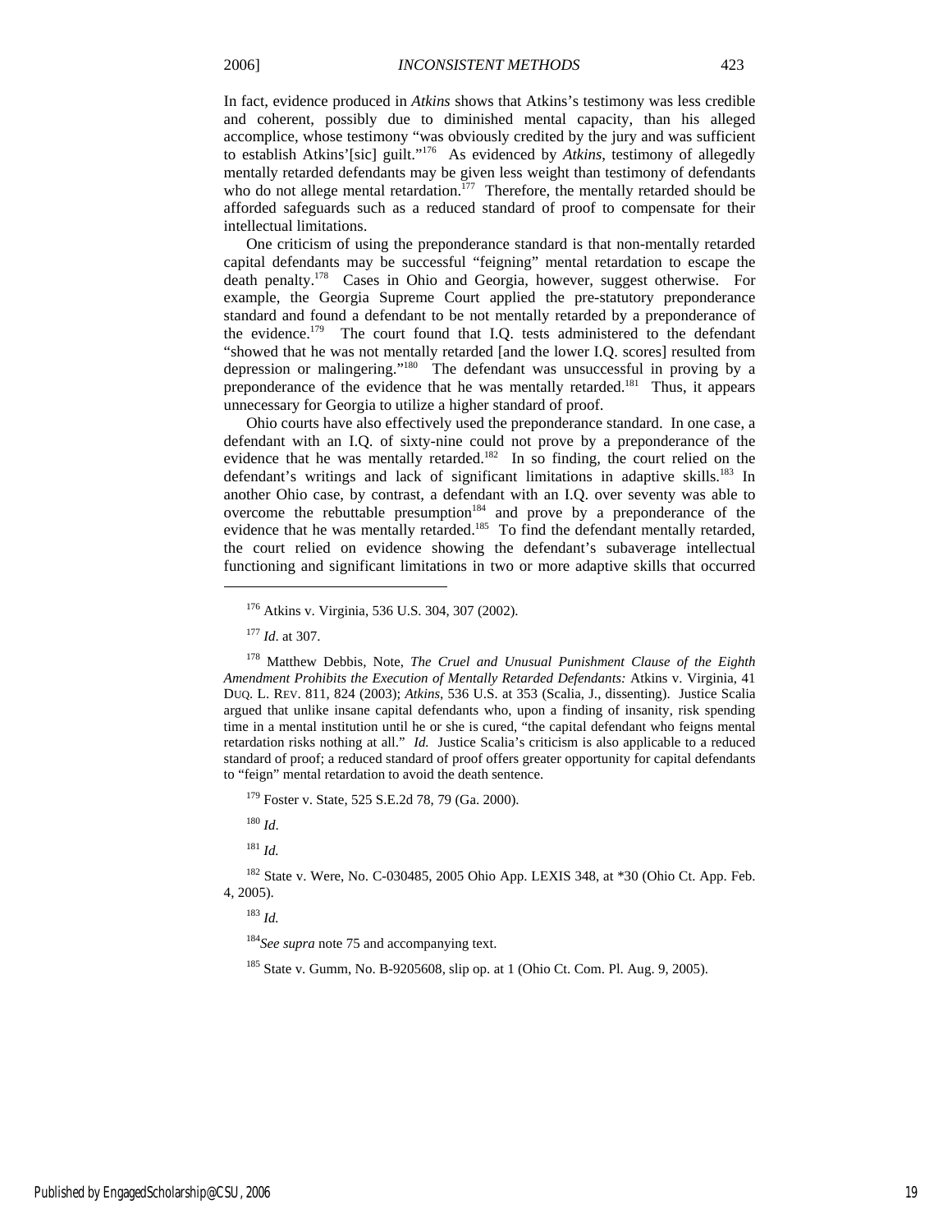In fact, evidence produced in *Atkins* shows that Atkins's testimony was less credible and coherent, possibly due to diminished mental capacity, than his alleged accomplice, whose testimony "was obviously credited by the jury and was sufficient to establish Atkins'[sic] guilt."[176] As evidenced by *Atkins*, testimony of allegedly mentally retarded defendants may be given less weight than testimony of defendants who do not allege mental retardation.[177] Therefore, the mentally retarded should be afforded safeguards such as a reduced standard of proof to compensate for their intellectual limitations.

One criticism of using the preponderance standard is that non-mentally retarded capital defendants may be successful "feigning" mental retardation to escape the death penalty.[178] Cases in Ohio and Georgia, however, suggest otherwise. For example, the Georgia Supreme Court applied the pre-statutory preponderance standard and found a defendant to be not mentally retarded by a preponderance of the evidence.[179] The court found that I.Q. tests administered to the defendant "showed that he was not mentally retarded [and the lower I.Q. scores] resulted from depression or malingering."[180] The defendant was unsuccessful in proving by a preponderance of the evidence that he was mentally retarded.[181] Thus, it appears unnecessary for Georgia to utilize a higher standard of proof.

Ohio courts have also effectively used the preponderance standard. In one case, a defendant with an I.Q. of sixty-nine could not prove by a preponderance of the evidence that he was mentally retarded.[182] In so finding, the court relied on the defendant's writings and lack of significant limitations in adaptive skills.[183] In another Ohio case, by contrast, a defendant with an I.Q. over seventy was able to overcome the rebuttable presumption[184] and prove by a preponderance of the evidence that he was mentally retarded.[185] To find the defendant mentally retarded, the court relied on evidence showing the defendant's subaverage intellectual functioning and significant limitations in two or more adaptive skills that occurred

---

[176] Atkins v. Virginia, 536 U.S. 304, 307 (2002).

[177] *Id*. at 307.

[178] Matthew Debbis, Note, *The Cruel and Unusual Punishment Clause of the Eighth Amendment Prohibits the Execution of Mentally Retarded Defendants:* Atkins v. Virginia, 41 DUQ. L. REV. 811, 824 (2003); *Atkins*, 536 U.S. at 353 (Scalia, J., dissenting). Justice Scalia argued that unlike insane capital defendants who, upon a finding of insanity, risk spending time in a mental institution until he or she is cured, "the capital defendant who feigns mental retardation risks nothing at all." *Id.* Justice Scalia's criticism is also applicable to a reduced standard of proof; a reduced standard of proof offers greater opportunity for capital defendants to "feign" mental retardation to avoid the death sentence.

[179] Foster v. State, 525 S.E.2d 78, 79 (Ga. 2000).

[180] *Id*.

[181] *Id.*

[182] State v. Were, No. C-030485, 2005 Ohio App. LEXIS 348, at *30 (Ohio Ct. App. Feb. 4, 2005).

[183] *Id.*

[184] *See supra* note 75 and accompanying text.

[185] State v. Gumm, No. B-9205608, slip op. at 1 (Ohio Ct. Com. Pl. Aug. 9, 2005).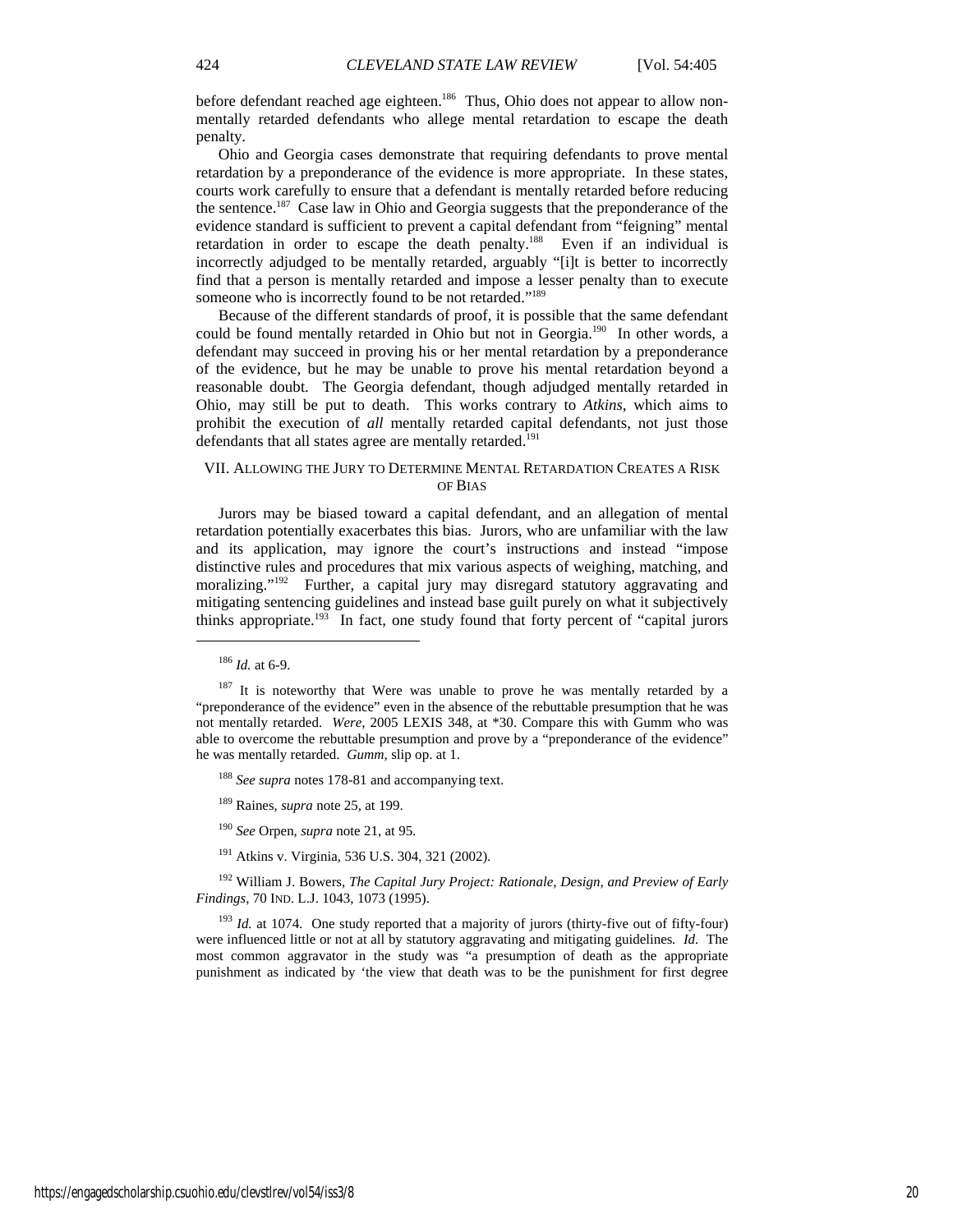before defendant reached age eighteen.[186] Thus, Ohio does not appear to allow non-mentally retarded defendants who allege mental retardation to escape the death penalty.

Ohio and Georgia cases demonstrate that requiring defendants to prove mental retardation by a preponderance of the evidence is more appropriate. In these states, courts work carefully to ensure that a defendant is mentally retarded before reducing the sentence.[187] Case law in Ohio and Georgia suggests that the preponderance of the evidence standard is sufficient to prevent a capital defendant from "feigning" mental retardation in order to escape the death penalty.[188] Even if an individual is incorrectly adjudged to be mentally retarded, arguably "[i]t is better to incorrectly find that a person is mentally retarded and impose a lesser penalty than to execute someone who is incorrectly found to be not retarded."[189]

Because of the different standards of proof, it is possible that the same defendant could be found mentally retarded in Ohio but not in Georgia.[190] In other words, a defendant may succeed in proving his or her mental retardation by a preponderance of the evidence, but he may be unable to prove his mental retardation beyond a reasonable doubt. The Georgia defendant, though adjudged mentally retarded in Ohio, may still be put to death. This works contrary to *Atkins*, which aims to prohibit the execution of *all* mentally retarded capital defendants, not just those defendants that all states agree are mentally retarded.[191]

## VII. Allowing the Jury to Determine Mental Retardation Creates a Risk of Bias

Jurors may be biased toward a capital defendant, and an allegation of mental retardation potentially exacerbates this bias. Jurors, who are unfamiliar with the law and its application, may ignore the court's instructions and instead "impose distinctive rules and procedures that mix various aspects of weighing, matching, and moralizing."[192] Further, a capital jury may disregard statutory aggravating and mitigating sentencing guidelines and instead base guilt purely on what it subjectively thinks appropriate.[193] In fact, one study found that forty percent of "capital jurors

---

[186] *Id.* at 6-9.

[187] It is noteworthy that Were was unable to prove he was mentally retarded by a "preponderance of the evidence" even in the absence of the rebuttable presumption that he was not mentally retarded. *Were*, 2005 LEXIS 348, at *30. Compare this with Gumm who was able to overcome the rebuttable presumption and prove by a "preponderance of the evidence" he was mentally retarded. *Gumm*, slip op. at 1.

[188] *See supra* notes 178-81 and accompanying text.

[189] Raines, *supra* note 25, at 199.

[190] *See* Orpen, *supra* note 21, at 95.

[191] Atkins v. Virginia, 536 U.S. 304, 321 (2002).

[192] William J. Bowers, *The Capital Jury Project: Rationale, Design, and Preview of Early Findings*, 70 IND. L.J. 1043, 1073 (1995).

[193] *Id.* at 1074. One study reported that a majority of jurors (thirty-five out of fifty-four) were influenced little or not at all by statutory aggravating and mitigating guidelines. *Id.* The most common aggravator in the study was "a presumption of death as the appropriate punishment as indicated by 'the view that death was to be the punishment for first degree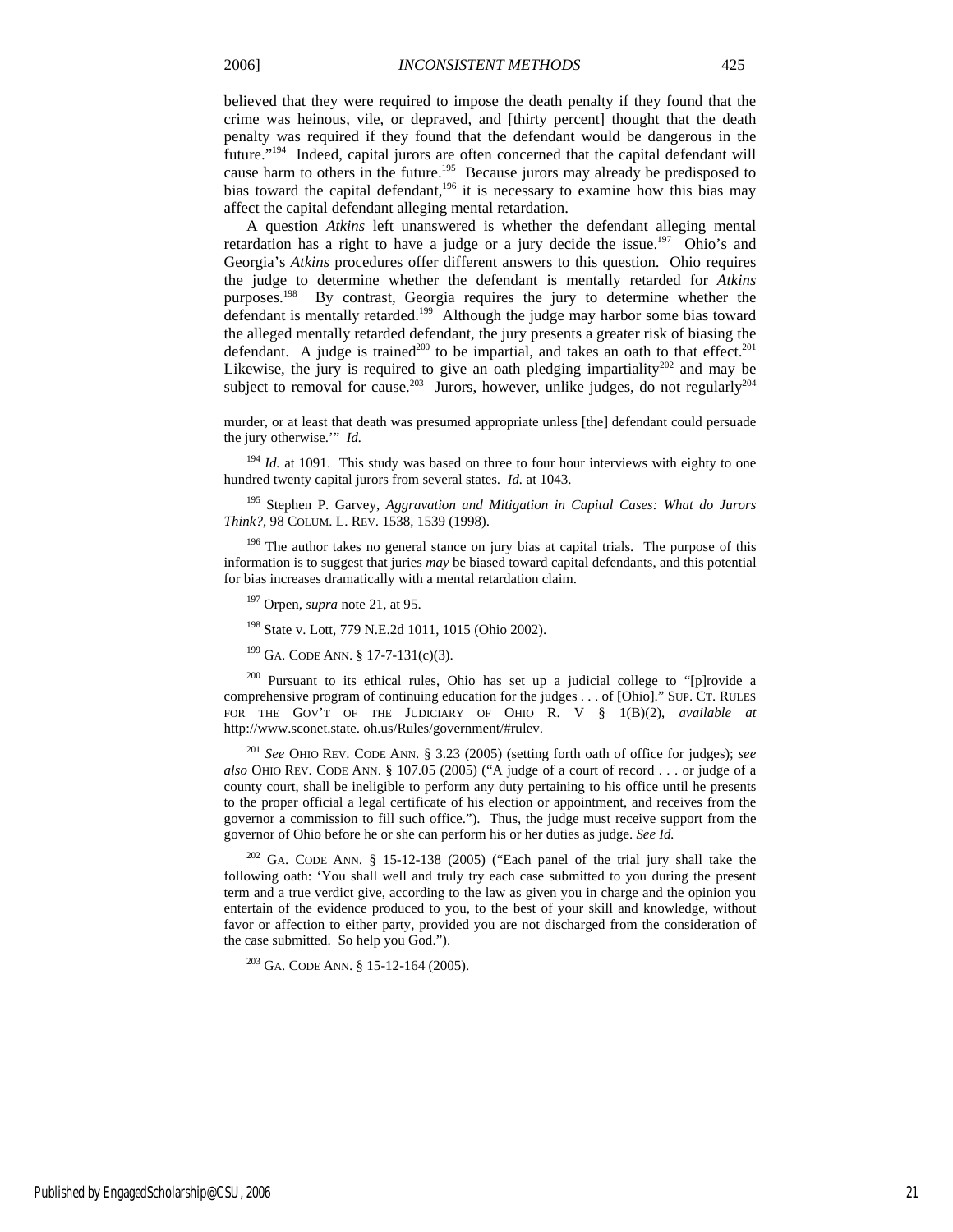believed that they were required to impose the death penalty if they found that the crime was heinous, vile, or depraved, and [thirty percent] thought that the death penalty was required if they found that the defendant would be dangerous in the future."[194] Indeed, capital jurors are often concerned that the capital defendant will cause harm to others in the future.[195] Because jurors may already be predisposed to bias toward the capital defendant,[196] it is necessary to examine how this bias may affect the capital defendant alleging mental retardation.

A question *Atkins* left unanswered is whether the defendant alleging mental retardation has a right to have a judge or a jury decide the issue.[197] Ohio's and Georgia's *Atkins* procedures offer different answers to this question. Ohio requires the judge to determine whether the defendant is mentally retarded for *Atkins* purposes.[198] By contrast, Georgia requires the jury to determine whether the defendant is mentally retarded.[199] Although the judge may harbor some bias toward the alleged mentally retarded defendant, the jury presents a greater risk of biasing the defendant. A judge is trained[200] to be impartial, and takes an oath to that effect.[201] Likewise, the jury is required to give an oath pledging impartiality[202] and may be subject to removal for cause.[203] Jurors, however, unlike judges, do not regularly[204]

---

murder, or at least that death was presumed appropriate unless [the] defendant could persuade the jury otherwise.'" *Id.*

[194] *Id.* at 1091. This study was based on three to four hour interviews with eighty to one hundred twenty capital jurors from several states. *Id.* at 1043.

[195] Stephen P. Garvey, *Aggravation and Mitigation in Capital Cases: What do Jurors Think?*, 98 COLUM. L. REV. 1538, 1539 (1998).

[196] The author takes no general stance on jury bias at capital trials. The purpose of this information is to suggest that juries *may* be biased toward capital defendants, and this potential for bias increases dramatically with a mental retardation claim.

[197] Orpen, *supra* note 21, at 95.

[198] State v. Lott, 779 N.E.2d 1011, 1015 (Ohio 2002).

[199] GA. CODE ANN. § 17-7-131(c)(3).

[200] Pursuant to its ethical rules, Ohio has set up a judicial college to "[p]rovide a comprehensive program of continuing education for the judges . . . of [Ohio]." SUP. CT. RULES FOR THE GOV'T OF THE JUDICIARY OF OHIO R. V § 1(B)(2), *available at* http://www.sconet.state. oh.us/Rules/government/#rulev.

[201] *See* OHIO REV. CODE ANN. § 3.23 (2005) (setting forth oath of office for judges); *see also* OHIO REV. CODE ANN. § 107.05 (2005) ("A judge of a court of record . . . or judge of a county court, shall be ineligible to perform any duty pertaining to his office until he presents to the proper official a legal certificate of his election or appointment, and receives from the governor a commission to fill such office."). Thus, the judge must receive support from the governor of Ohio before he or she can perform his or her duties as judge. *See Id.*

[202] GA. CODE ANN. § 15-12-138 (2005) ("Each panel of the trial jury shall take the following oath: 'You shall well and truly try each case submitted to you during the present term and a true verdict give, according to the law as given you in charge and the opinion you entertain of the evidence produced to you, to the best of your skill and knowledge, without favor or affection to either party, provided you are not discharged from the consideration of the case submitted. So help you God.").

[203] GA. CODE ANN. § 15-12-164 (2005).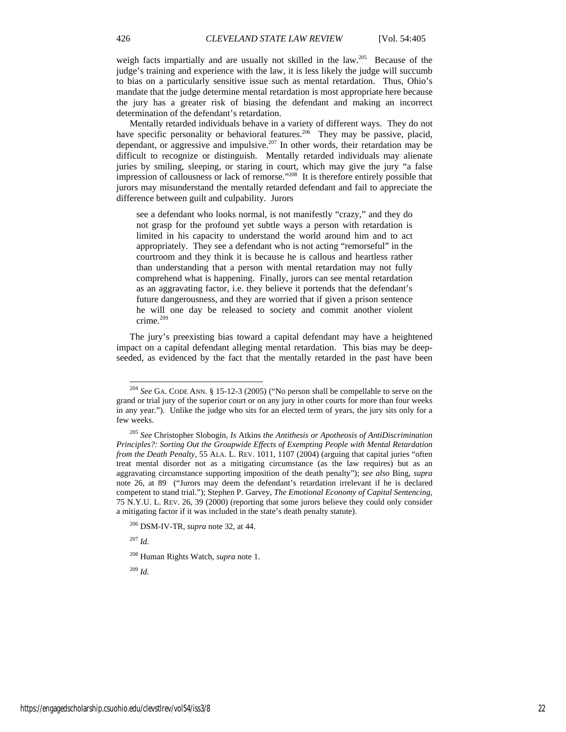weigh facts impartially and are usually not skilled in the law.[205] Because of the judge's training and experience with the law, it is less likely the judge will succumb to bias on a particularly sensitive issue such as mental retardation. Thus, Ohio's mandate that the judge determine mental retardation is most appropriate here because the jury has a greater risk of biasing the defendant and making an incorrect determination of the defendant's retardation.

Mentally retarded individuals behave in a variety of different ways. They do not have specific personality or behavioral features.[206] They may be passive, placid, dependant, or aggressive and impulsive.[207] In other words, their retardation may be difficult to recognize or distinguish. Mentally retarded individuals may alienate juries by smiling, sleeping, or staring in court, which may give the jury "a false impression of callousness or lack of remorse."[208] It is therefore entirely possible that jurors may misunderstand the mentally retarded defendant and fail to appreciate the difference between guilt and culpability. Jurors

> see a defendant who looks normal, is not manifestly "crazy," and they do not grasp for the profound yet subtle ways a person with retardation is limited in his capacity to understand the world around him and to act appropriately. They see a defendant who is not acting "remorseful" in the courtroom and they think it is because he is callous and heartless rather than understanding that a person with mental retardation may not fully comprehend what is happening. Finally, jurors can see mental retardation as an aggravating factor, i.e. they believe it portends that the defendant's future dangerousness, and they are worried that if given a prison sentence he will one day be released to society and commit another violent crime.[209]

The jury's preexisting bias toward a capital defendant may have a heightened impact on a capital defendant alleging mental retardation. This bias may be deep-seeded, as evidenced by the fact that the mentally retarded in the past have been

---

[204] *See* GA. CODE ANN. § 15-12-3 (2005) ("No person shall be compellable to serve on the grand or trial jury of the superior court or on any jury in other courts for more than four weeks in any year."). Unlike the judge who sits for an elected term of years, the jury sits only for a few weeks.

[205] *See* Christopher Slobogin, *Is* Atkins *the Antithesis or Apotheosis of AntiDiscrimination Principles?: Sorting Out the Groupwide Effects of Exempting People with Mental Retardation from the Death Penalty*, 55 ALA. L. REV. 1011, 1107 (2004) (arguing that capital juries "often treat mental disorder not as a mitigating circumstance (as the law requires) but as an aggravating circumstance supporting imposition of the death penalty"); *see also* Bing, *supra* note 26, at 89 ("Jurors may deem the defendant's retardation irrelevant if he is declared competent to stand trial."); Stephen P. Garvey, *The Emotional Economy of Capital Sentencing*, 75 N.Y.U. L. REV. 26, 39 (2000) (reporting that some jurors believe they could only consider a mitigating factor if it was included in the state's death penalty statute).

[206] DSM-IV-TR, *supra* note 32, at 44.

[207] *Id.*

[208] Human Rights Watch, *supra* note 1.

[209] *Id.*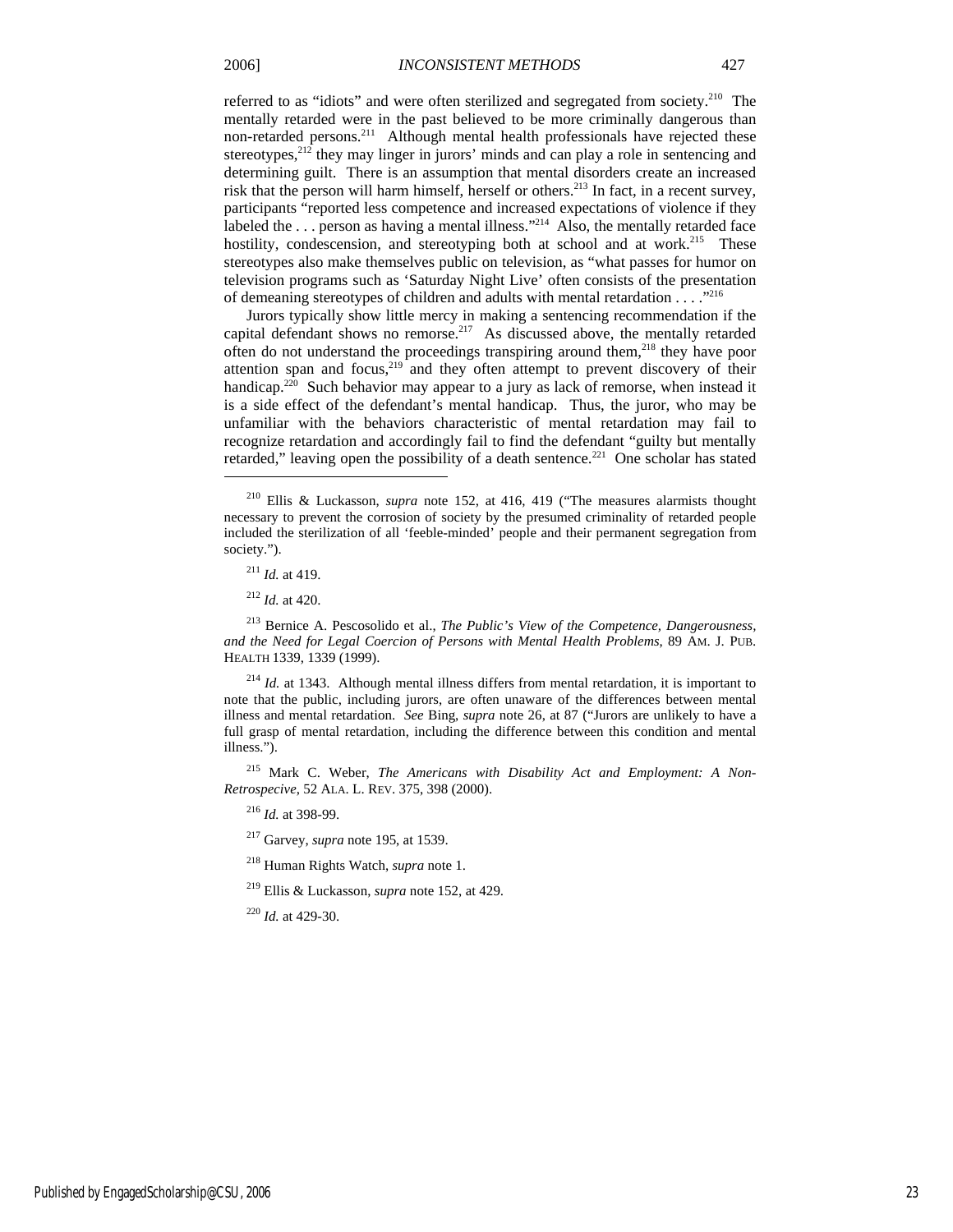referred to as "idiots" and were often sterilized and segregated from society.[210] The mentally retarded were in the past believed to be more criminally dangerous than non-retarded persons.[211] Although mental health professionals have rejected these stereotypes,[212] they may linger in jurors' minds and can play a role in sentencing and determining guilt. There is an assumption that mental disorders create an increased risk that the person will harm himself, herself or others.[213] In fact, in a recent survey, participants "reported less competence and increased expectations of violence if they labeled the . . . person as having a mental illness."[214] Also, the mentally retarded face hostility, condescension, and stereotyping both at school and at work.[215] These stereotypes also make themselves public on television, as "what passes for humor on television programs such as 'Saturday Night Live' often consists of the presentation of demeaning stereotypes of children and adults with mental retardation . . . ."[216]

Jurors typically show little mercy in making a sentencing recommendation if the capital defendant shows no remorse.[217] As discussed above, the mentally retarded often do not understand the proceedings transpiring around them,[218] they have poor attention span and focus,[219] and they often attempt to prevent discovery of their handicap.[220] Such behavior may appear to a jury as lack of remorse, when instead it is a side effect of the defendant's mental handicap. Thus, the juror, who may be unfamiliar with the behaviors characteristic of mental retardation may fail to recognize retardation and accordingly fail to find the defendant "guilty but mentally retarded," leaving open the possibility of a death sentence.[221] One scholar has stated

---

[210] Ellis & Luckasson, *supra* note 152, at 416, 419 ("The measures alarmists thought necessary to prevent the corrosion of society by the presumed criminality of retarded people included the sterilization of all 'feeble-minded' people and their permanent segregation from society.").

[211] *Id.* at 419.

[212] *Id.* at 420.

[213] Bernice A. Pescosolido et al., *The Public's View of the Competence, Dangerousness, and the Need for Legal Coercion of Persons with Mental Health Problems*, 89 AM. J. PUB. HEALTH 1339, 1339 (1999).

[214] *Id.* at 1343. Although mental illness differs from mental retardation, it is important to note that the public, including jurors, are often unaware of the differences between mental illness and mental retardation. *See* Bing, *supra* note 26, at 87 ("Jurors are unlikely to have a full grasp of mental retardation, including the difference between this condition and mental illness.").

[215] Mark C. Weber, *The Americans with Disability Act and Employment: A Non-Retrospecive*, 52 ALA. L. REV. 375, 398 (2000).

[216] *Id.* at 398-99.

[217] Garvey, *supra* note 195, at 1539.

[218] Human Rights Watch, *supra* note 1.

[219] Ellis & Luckasson, *supra* note 152, at 429.

[220] *Id.* at 429-30.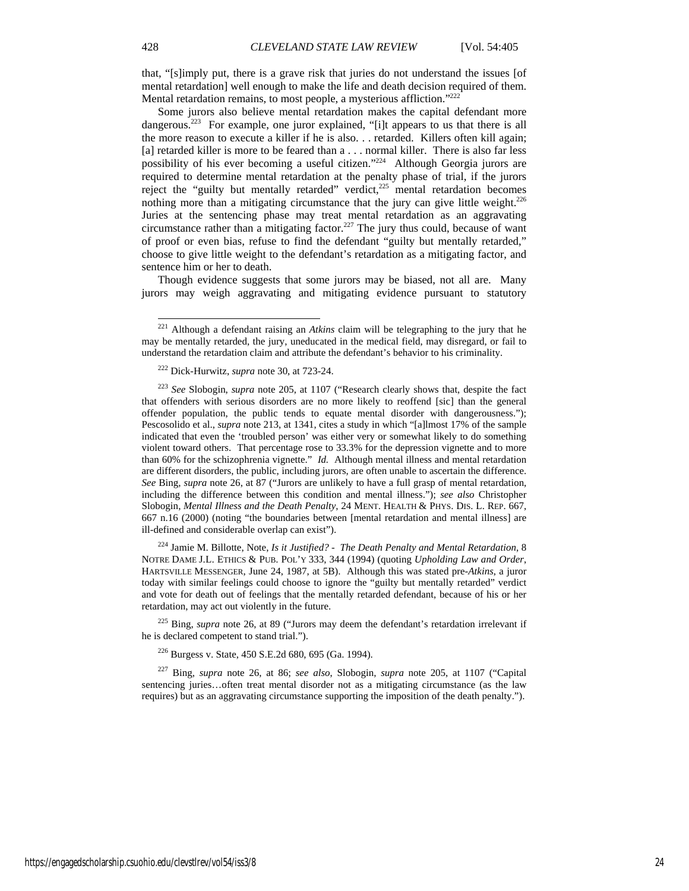that, "[s]imply put, there is a grave risk that juries do not understand the issues [of mental retardation] well enough to make the life and death decision required of them. Mental retardation remains, to most people, a mysterious affliction."[222]

Some jurors also believe mental retardation makes the capital defendant more dangerous.[223] For example, one juror explained, "[i]t appears to us that there is all the more reason to execute a killer if he is also. . . retarded. Killers often kill again; [a] retarded killer is more to be feared than a . . . normal killer. There is also far less possibility of his ever becoming a useful citizen."[224] Although Georgia jurors are required to determine mental retardation at the penalty phase of trial, if the jurors reject the "guilty but mentally retarded" verdict,[225] mental retardation becomes nothing more than a mitigating circumstance that the jury can give little weight.[226] Juries at the sentencing phase may treat mental retardation as an aggravating circumstance rather than a mitigating factor.[227] The jury thus could, because of want of proof or even bias, refuse to find the defendant "guilty but mentally retarded," choose to give little weight to the defendant's retardation as a mitigating factor, and sentence him or her to death.

Though evidence suggests that some jurors may be biased, not all are. Many jurors may weigh aggravating and mitigating evidence pursuant to statutory

---

[221] Although a defendant raising an *Atkins* claim will be telegraphing to the jury that he may be mentally retarded, the jury, uneducated in the medical field, may disregard, or fail to understand the retardation claim and attribute the defendant's behavior to his criminality.

[222] Dick-Hurwitz, *supra* note 30, at 723-24.

[223] *See* Slobogin, *supra* note 205, at 1107 ("Research clearly shows that, despite the fact that offenders with serious disorders are no more likely to reoffend [sic] than the general offender population, the public tends to equate mental disorder with dangerousness."); Pescosolido et al., *supra* note 213, at 1341, cites a study in which "[a]lmost 17% of the sample indicated that even the 'troubled person' was either very or somewhat likely to do something violent toward others. That percentage rose to 33.3% for the depression vignette and to more than 60% for the schizophrenia vignette." *Id.* Although mental illness and mental retardation are different disorders, the public, including jurors, are often unable to ascertain the difference. *See* Bing, *supra* note 26, at 87 ("Jurors are unlikely to have a full grasp of mental retardation, including the difference between this condition and mental illness."); *see also* Christopher Slobogin, *Mental Illness and the Death Penalty*, 24 MENT. HEALTH & PHYS. DIS. L. REP. 667, 667 n.16 (2000) (noting "the boundaries between [mental retardation and mental illness] are ill-defined and considerable overlap can exist").

[224] Jamie M. Billotte, Note, *Is it Justified? - The Death Penalty and Mental Retardation*, 8 NOTRE DAME J.L. ETHICS & PUB. POL'Y 333, 344 (1994) (quoting *Upholding Law and Order*, HARTSVILLE MESSENGER, June 24, 1987, at 5B). Although this was stated pre-*Atkins*, a juror today with similar feelings could choose to ignore the "guilty but mentally retarded" verdict and vote for death out of feelings that the mentally retarded defendant, because of his or her retardation, may act out violently in the future.

[225] Bing, *supra* note 26, at 89 ("Jurors may deem the defendant's retardation irrelevant if he is declared competent to stand trial.").

[226] Burgess v. State, 450 S.E.2d 680, 695 (Ga. 1994).

[227] Bing, *supra* note 26, at 86; *see also*, Slobogin, *supra* note 205, at 1107 ("Capital sentencing juries…often treat mental disorder not as a mitigating circumstance (as the law requires) but as an aggravating circumstance supporting the imposition of the death penalty.").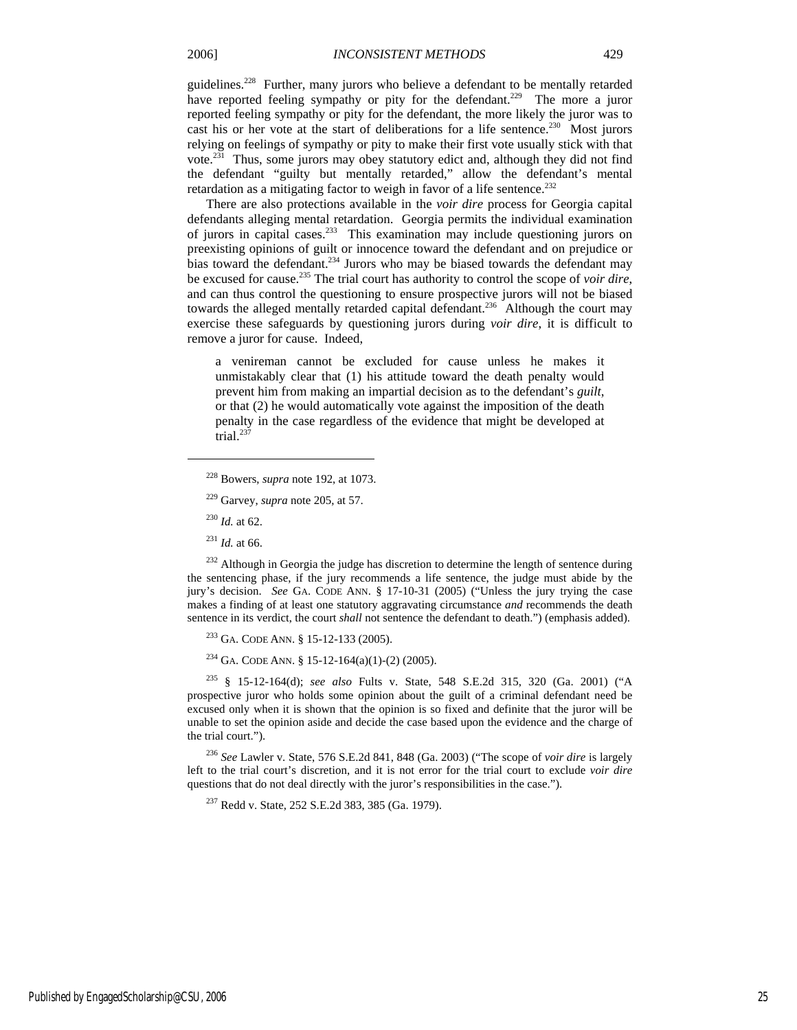guidelines.[228] Further, many jurors who believe a defendant to be mentally retarded have reported feeling sympathy or pity for the defendant.[229] The more a juror reported feeling sympathy or pity for the defendant, the more likely the juror was to cast his or her vote at the start of deliberations for a life sentence.[230] Most jurors relying on feelings of sympathy or pity to make their first vote usually stick with that vote.[231] Thus, some jurors may obey statutory edict and, although they did not find the defendant "guilty but mentally retarded," allow the defendant's mental retardation as a mitigating factor to weigh in favor of a life sentence.[232]

There are also protections available in the *voir dire* process for Georgia capital defendants alleging mental retardation. Georgia permits the individual examination of jurors in capital cases.[233] This examination may include questioning jurors on preexisting opinions of guilt or innocence toward the defendant and on prejudice or bias toward the defendant.[234] Jurors who may be biased towards the defendant may be excused for cause.[235] The trial court has authority to control the scope of *voir dire*, and can thus control the questioning to ensure prospective jurors will not be biased towards the alleged mentally retarded capital defendant.[236] Although the court may exercise these safeguards by questioning jurors during *voir dire*, it is difficult to remove a juror for cause. Indeed,

> a venireman cannot be excluded for cause unless he makes it unmistakably clear that (1) his attitude toward the death penalty would prevent him from making an impartial decision as to the defendant's *guilt*, or that (2) he would automatically vote against the imposition of the death penalty in the case regardless of the evidence that might be developed at trial.[237]

---

[228] Bowers, *supra* note 192, at 1073.

[229] Garvey, *supra* note 205, at 57.

[230] *Id.* at 62.

[231] *Id.* at 66.

[232] Although in Georgia the judge has discretion to determine the length of sentence during the sentencing phase, if the jury recommends a life sentence, the judge must abide by the jury's decision. *See* GA. CODE ANN. § 17-10-31 (2005) ("Unless the jury trying the case makes a finding of at least one statutory aggravating circumstance *and* recommends the death sentence in its verdict, the court *shall* not sentence the defendant to death.") (emphasis added).

[233] GA. CODE ANN. § 15-12-133 (2005).

[234] GA. CODE ANN. § 15-12-164(a)(1)-(2) (2005).

[235] § 15-12-164(d); *see also* Fults v. State, 548 S.E.2d 315, 320 (Ga. 2001) ("A prospective juror who holds some opinion about the guilt of a criminal defendant need be excused only when it is shown that the opinion is so fixed and definite that the juror will be unable to set the opinion aside and decide the case based upon the evidence and the charge of the trial court.").

[236] *See* Lawler v. State, 576 S.E.2d 841, 848 (Ga. 2003) ("The scope of *voir dire* is largely left to the trial court's discretion, and it is not error for the trial court to exclude *voir dire* questions that do not deal directly with the juror's responsibilities in the case.").

[237] Redd v. State, 252 S.E.2d 383, 385 (Ga. 1979).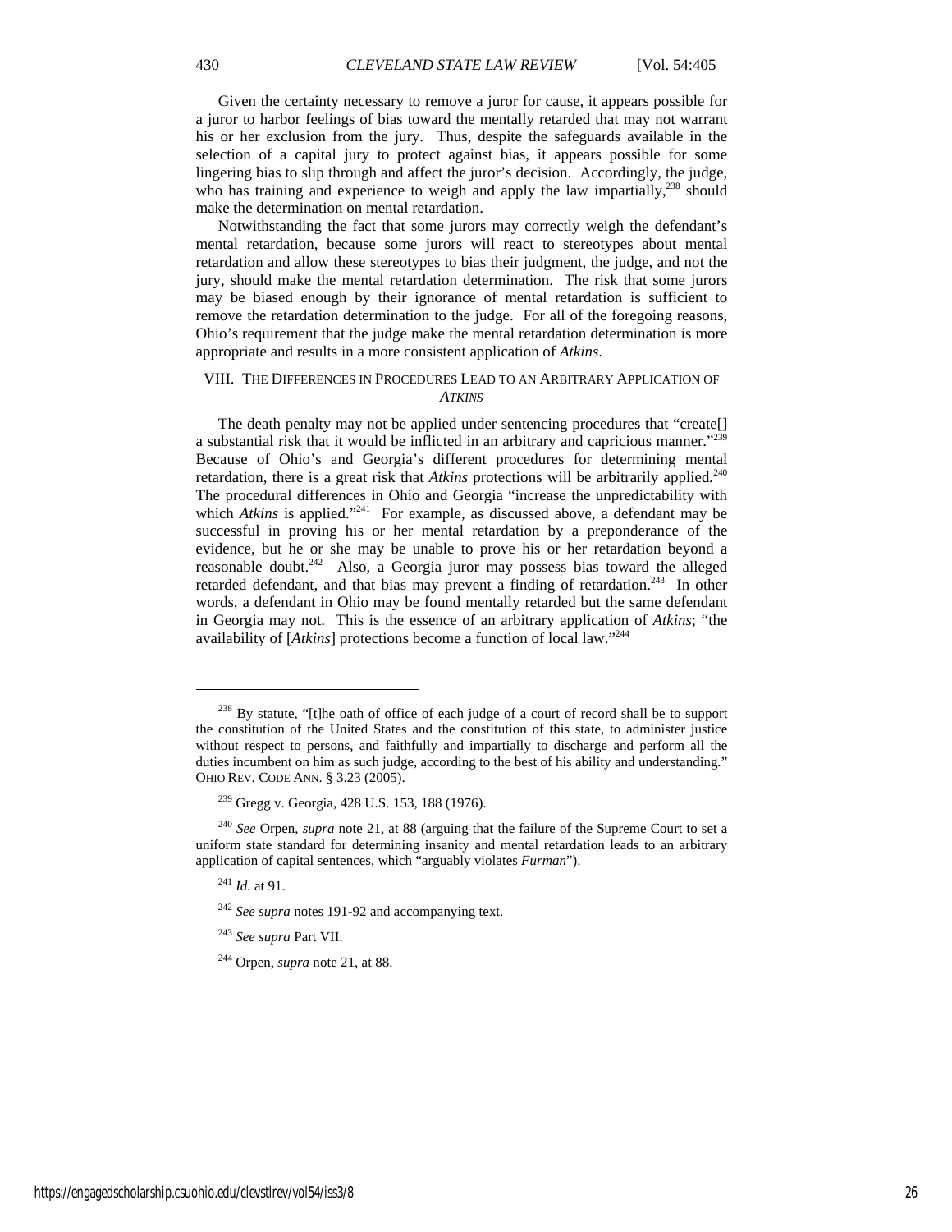Given the certainty necessary to remove a juror for cause, it appears possible for a juror to harbor feelings of bias toward the mentally retarded that may not warrant his or her exclusion from the jury. Thus, despite the safeguards available in the selection of a capital jury to protect against bias, it appears possible for some lingering bias to slip through and affect the juror's decision. Accordingly, the judge, who has training and experience to weigh and apply the law impartially,[238] should make the determination on mental retardation.

Notwithstanding the fact that some jurors may correctly weigh the defendant's mental retardation, because some jurors will react to stereotypes about mental retardation and allow these stereotypes to bias their judgment, the judge, and not the jury, should make the mental retardation determination. The risk that some jurors may be biased enough by their ignorance of mental retardation is sufficient to remove the retardation determination to the judge. For all of the foregoing reasons, Ohio's requirement that the judge make the mental retardation determination is more appropriate and results in a more consistent application of *Atkins*.

## VIII. THE DIFFERENCES IN PROCEDURES LEAD TO AN ARBITRARY APPLICATION OF *ATKINS*

The death penalty may not be applied under sentencing procedures that "create[] a substantial risk that it would be inflicted in an arbitrary and capricious manner."[239] Because of Ohio's and Georgia's different procedures for determining mental retardation, there is a great risk that *Atkins* protections will be arbitrarily applied.[240] The procedural differences in Ohio and Georgia "increase the unpredictability with which *Atkins* is applied."[241] For example, as discussed above, a defendant may be successful in proving his or her mental retardation by a preponderance of the evidence, but he or she may be unable to prove his or her retardation beyond a reasonable doubt.[242] Also, a Georgia juror may possess bias toward the alleged retarded defendant, and that bias may prevent a finding of retardation.[243] In other words, a defendant in Ohio may be found mentally retarded but the same defendant in Georgia may not. This is the essence of an arbitrary application of *Atkins*; "the availability of [*Atkins*] protections become a function of local law."[244]

---

[238] By statute, "[t]he oath of office of each judge of a court of record shall be to support the constitution of the United States and the constitution of this state, to administer justice without respect to persons, and faithfully and impartially to discharge and perform all the duties incumbent on him as such judge, according to the best of his ability and understanding." OHIO REV. CODE ANN. § 3.23 (2005).

[239] Gregg v. Georgia, 428 U.S. 153, 188 (1976).

[240] *See* Orpen, *supra* note 21, at 88 (arguing that the failure of the Supreme Court to set a uniform state standard for determining insanity and mental retardation leads to an arbitrary application of capital sentences, which "arguably violates *Furman*").

[241] *Id.* at 91.

[242] *See supra* notes 191-92 and accompanying text.

[243] *See supra* Part VII.

[244] Orpen, *supra* note 21, at 88.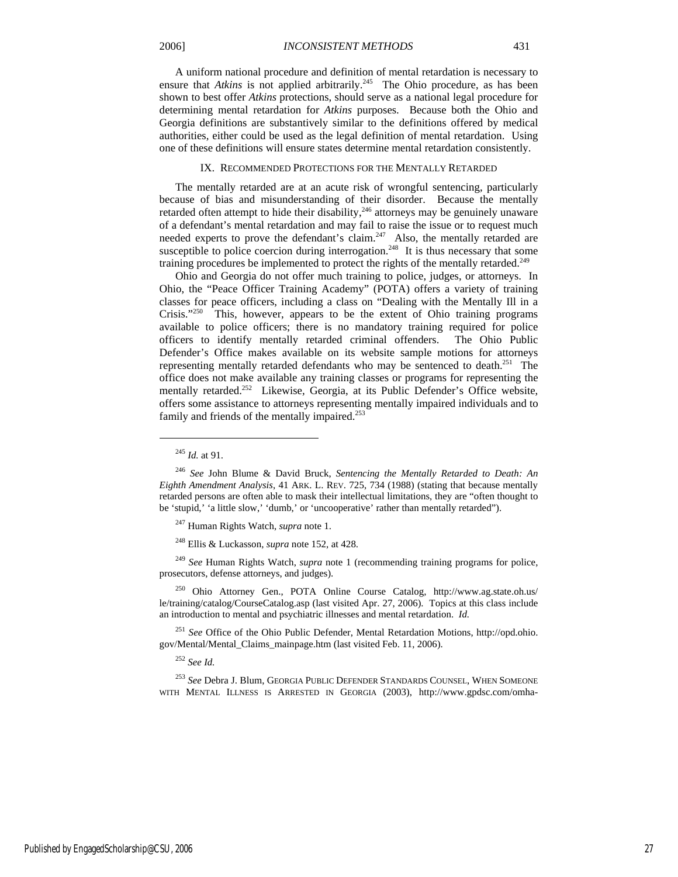A uniform national procedure and definition of mental retardation is necessary to ensure that *Atkins* is not applied arbitrarily.[245] The Ohio procedure, as has been shown to best offer *Atkins* protections, should serve as a national legal procedure for determining mental retardation for *Atkins* purposes. Because both the Ohio and Georgia definitions are substantively similar to the definitions offered by medical authorities, either could be used as the legal definition of mental retardation. Using one of these definitions will ensure states determine mental retardation consistently.

## IX. Recommended Protections for the Mentally Retarded

The mentally retarded are at an acute risk of wrongful sentencing, particularly because of bias and misunderstanding of their disorder. Because the mentally retarded often attempt to hide their disability,[246] attorneys may be genuinely unaware of a defendant's mental retardation and may fail to raise the issue or to request much needed experts to prove the defendant's claim.[247] Also, the mentally retarded are susceptible to police coercion during interrogation.[248] It is thus necessary that some training procedures be implemented to protect the rights of the mentally retarded.[249]

Ohio and Georgia do not offer much training to police, judges, or attorneys. In Ohio, the "Peace Officer Training Academy" (POTA) offers a variety of training classes for peace officers, including a class on "Dealing with the Mentally Ill in a Crisis."[250] This, however, appears to be the extent of Ohio training programs available to police officers; there is no mandatory training required for police officers to identify mentally retarded criminal offenders. The Ohio Public Defender's Office makes available on its website sample motions for attorneys representing mentally retarded defendants who may be sentenced to death.[251] The office does not make available any training classes or programs for representing the mentally retarded.[252] Likewise, Georgia, at its Public Defender's Office website, offers some assistance to attorneys representing mentally impaired individuals and to family and friends of the mentally impaired.[253]

---

[245] *Id.* at 91.

[246] *See* John Blume & David Bruck, *Sentencing the Mentally Retarded to Death: An Eighth Amendment Analysis*, 41 ARK. L. REV. 725, 734 (1988) (stating that because mentally retarded persons are often able to mask their intellectual limitations, they are "often thought to be 'stupid,' 'a little slow,' 'dumb,' or 'uncooperative' rather than mentally retarded").

[247] Human Rights Watch, *supra* note 1.

[248] Ellis & Luckasson, *supra* note 152, at 428.

[249] *See* Human Rights Watch, *supra* note 1 (recommending training programs for police, prosecutors, defense attorneys, and judges).

[250] Ohio Attorney Gen., POTA Online Course Catalog, http://www.ag.state.oh.us/le/training/catalog/CourseCatalog.asp (last visited Apr. 27, 2006). Topics at this class include an introduction to mental and psychiatric illnesses and mental retardation. *Id.*

[251] *See* Office of the Ohio Public Defender, Mental Retardation Motions, http://opd.ohio.gov/Mental/Mental_Claims_mainpage.htm (last visited Feb. 11, 2006).

[252] *See Id.*

[253] *See* Debra J. Blum, GEORGIA PUBLIC DEFENDER STANDARDS COUNSEL, WHEN SOMEONE WITH MENTAL ILLNESS IS ARRESTED IN GEORGIA (2003), http://www.gpdsc.com/omha-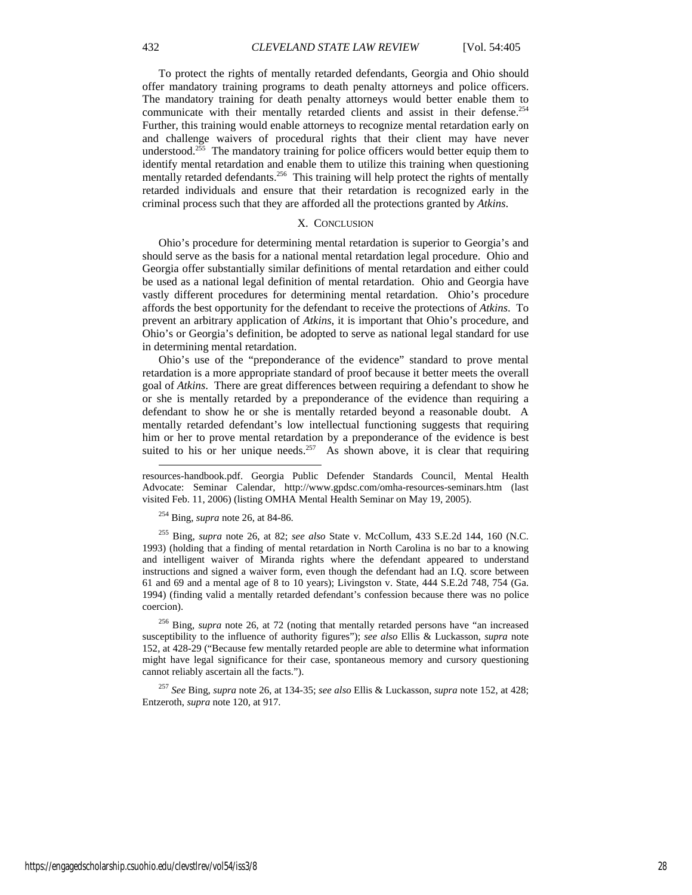To protect the rights of mentally retarded defendants, Georgia and Ohio should offer mandatory training programs to death penalty attorneys and police officers. The mandatory training for death penalty attorneys would better enable them to communicate with their mentally retarded clients and assist in their defense.[254] Further, this training would enable attorneys to recognize mental retardation early on and challenge waivers of procedural rights that their client may have never understood.[255] The mandatory training for police officers would better equip them to identify mental retardation and enable them to utilize this training when questioning mentally retarded defendants.[256] This training will help protect the rights of mentally retarded individuals and ensure that their retardation is recognized early in the criminal process such that they are afforded all the protections granted by *Atkins*.

## X. CONCLUSION

Ohio's procedure for determining mental retardation is superior to Georgia's and should serve as the basis for a national mental retardation legal procedure. Ohio and Georgia offer substantially similar definitions of mental retardation and either could be used as a national legal definition of mental retardation. Ohio and Georgia have vastly different procedures for determining mental retardation. Ohio's procedure affords the best opportunity for the defendant to receive the protections of *Atkins*. To prevent an arbitrary application of *Atkins*, it is important that Ohio's procedure, and Ohio's or Georgia's definition, be adopted to serve as national legal standard for use in determining mental retardation.

Ohio's use of the "preponderance of the evidence" standard to prove mental retardation is a more appropriate standard of proof because it better meets the overall goal of *Atkins*. There are great differences between requiring a defendant to show he or she is mentally retarded by a preponderance of the evidence than requiring a defendant to show he or she is mentally retarded beyond a reasonable doubt. A mentally retarded defendant's low intellectual functioning suggests that requiring him or her to prove mental retardation by a preponderance of the evidence is best suited to his or her unique needs.[257] As shown above, it is clear that requiring

---

resources-handbook.pdf. Georgia Public Defender Standards Council, Mental Health Advocate: Seminar Calendar, http://www.gpdsc.com/omha-resources-seminars.htm (last visited Feb. 11, 2006) (listing OMHA Mental Health Seminar on May 19, 2005).

[254] Bing, *supra* note 26, at 84-86.

[255] Bing, *supra* note 26, at 82; *see also* State v. McCollum, 433 S.E.2d 144, 160 (N.C. 1993) (holding that a finding of mental retardation in North Carolina is no bar to a knowing and intelligent waiver of Miranda rights where the defendant appeared to understand instructions and signed a waiver form, even though the defendant had an I.Q. score between 61 and 69 and a mental age of 8 to 10 years); Livingston v. State, 444 S.E.2d 748, 754 (Ga. 1994) (finding valid a mentally retarded defendant's confession because there was no police coercion).

[256] Bing, *supra* note 26, at 72 (noting that mentally retarded persons have "an increased susceptibility to the influence of authority figures"); *see also* Ellis & Luckasson, *supra* note 152, at 428-29 ("Because few mentally retarded people are able to determine what information might have legal significance for their case, spontaneous memory and cursory questioning cannot reliably ascertain all the facts.").

[257] *See* Bing, *supra* note 26, at 134-35; *see also* Ellis & Luckasson, *supra* note 152, at 428; Entzeroth, *supra* note 120, at 917.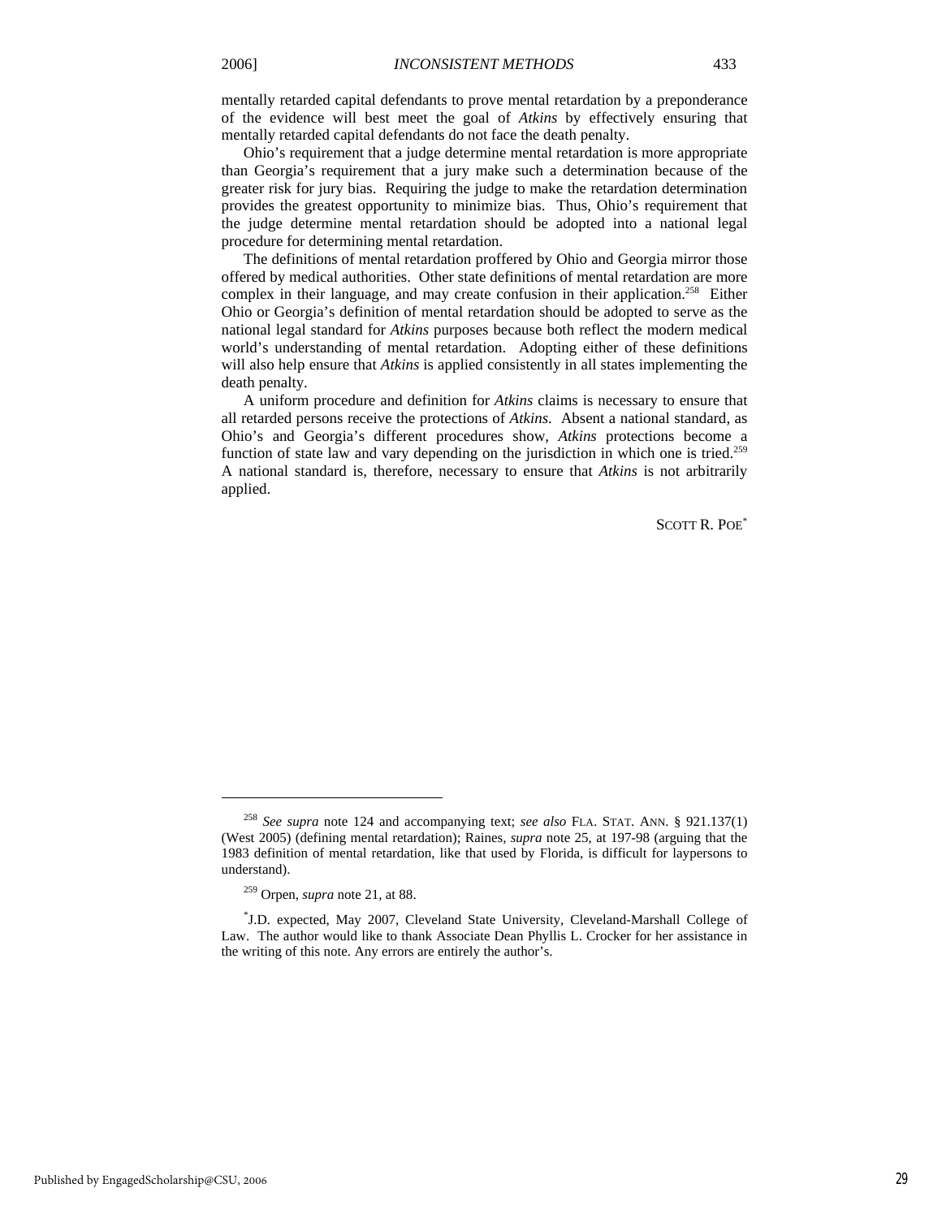mentally retarded capital defendants to prove mental retardation by a preponderance of the evidence will best meet the goal of *Atkins* by effectively ensuring that mentally retarded capital defendants do not face the death penalty.

Ohio's requirement that a judge determine mental retardation is more appropriate than Georgia's requirement that a jury make such a determination because of the greater risk for jury bias. Requiring the judge to make the retardation determination provides the greatest opportunity to minimize bias. Thus, Ohio's requirement that the judge determine mental retardation should be adopted into a national legal procedure for determining mental retardation.

The definitions of mental retardation proffered by Ohio and Georgia mirror those offered by medical authorities. Other state definitions of mental retardation are more complex in their language, and may create confusion in their application.[258] Either Ohio or Georgia's definition of mental retardation should be adopted to serve as the national legal standard for *Atkins* purposes because both reflect the modern medical world's understanding of mental retardation. Adopting either of these definitions will also help ensure that *Atkins* is applied consistently in all states implementing the death penalty.

A uniform procedure and definition for *Atkins* claims is necessary to ensure that all retarded persons receive the protections of *Atkins*. Absent a national standard, as Ohio's and Georgia's different procedures show, *Atkins* protections become a function of state law and vary depending on the jurisdiction in which one is tried.[259] A national standard is, therefore, necessary to ensure that *Atkins* is not arbitrarily applied.

SCOTT R. POE[*]

---

[258] *See supra* note 124 and accompanying text; *see also* FLA. STAT. ANN. § 921.137(1) (West 2005) (defining mental retardation); Raines, *supra* note 25, at 197-98 (arguing that the 1983 definition of mental retardation, like that used by Florida, is difficult for laypersons to understand).

[259] Orpen, *supra* note 21, at 88.

[*] J.D. expected, May 2007, Cleveland State University, Cleveland-Marshall College of Law. The author would like to thank Associate Dean Phyllis L. Crocker for her assistance in the writing of this note. Any errors are entirely the author's.